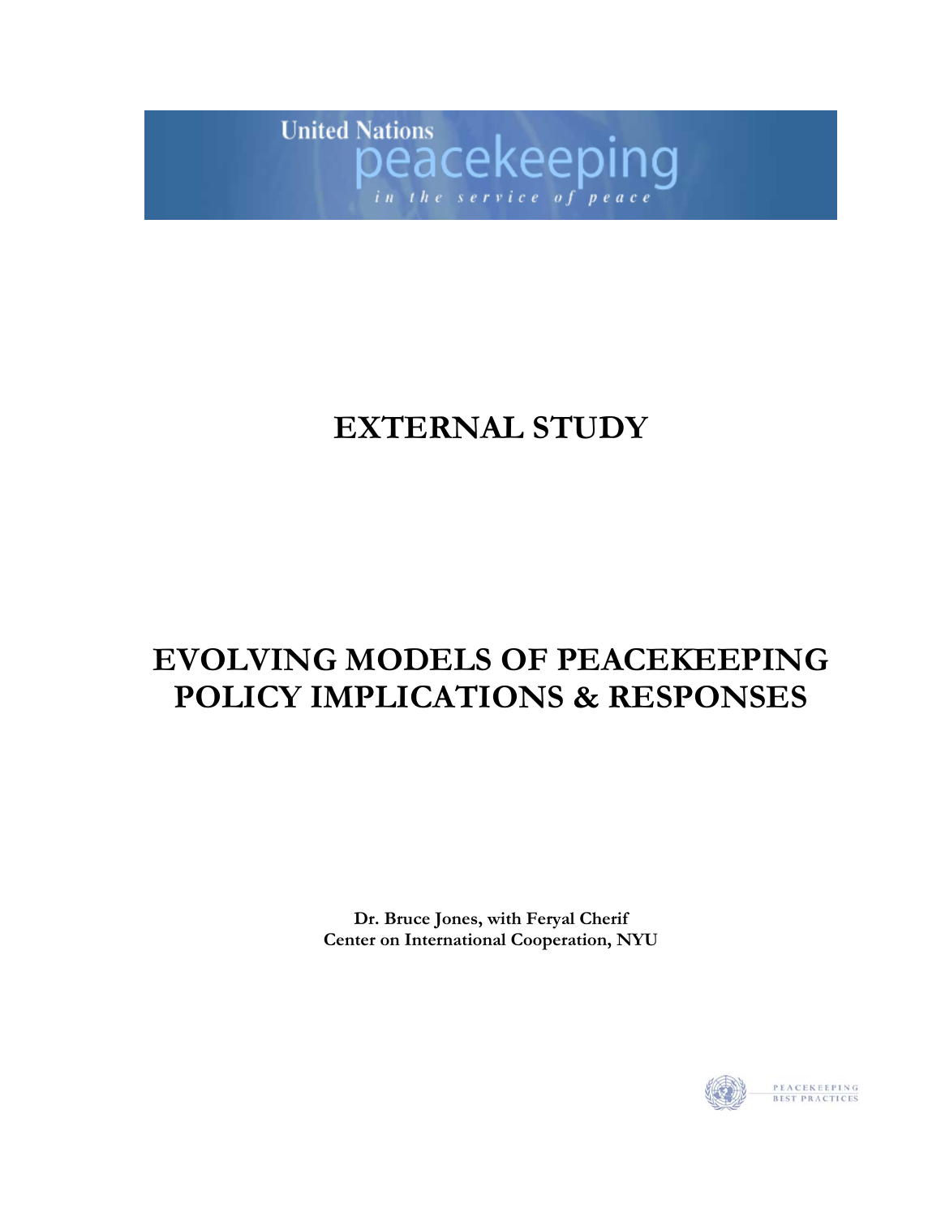United Nations peacekeeping

*in the service of peace*

# EXTERNAL STUDY

# EVOLVING MODELS OF PEACEKEEPING POLICY IMPLICATIONS & RESPONSES

**Dr. Bruce Jones, with Feryal Cherif**
**Center on International Cooperation, NYU**

PEACEKEEPING BEST PRACTICES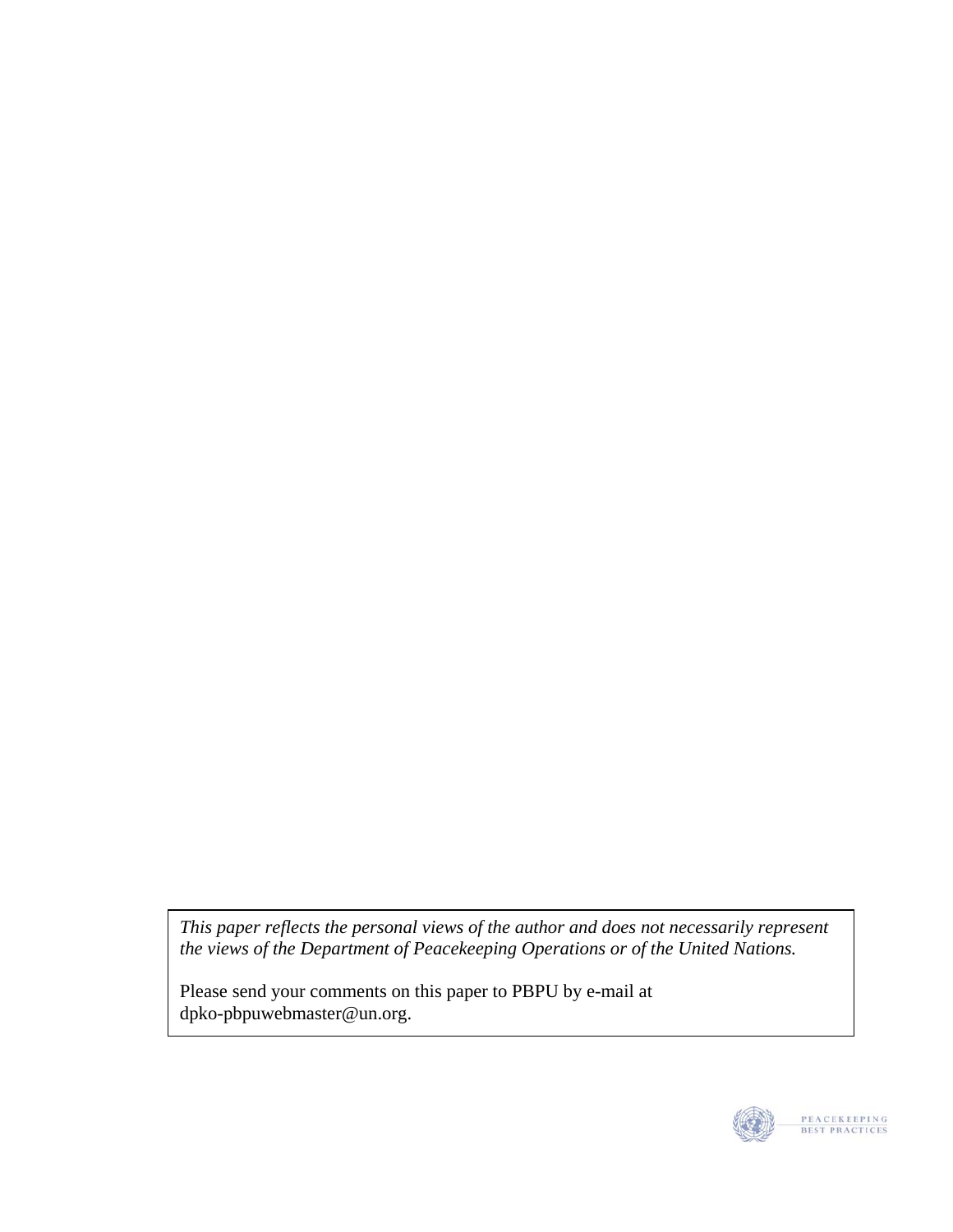*This paper reflects the personal views of the author and does not necessarily represent the views of the Department of Peacekeeping Operations or of the United Nations.*

Please send your comments on this paper to PBPU by e-mail at dpko-pbpuwebmaster@un.org.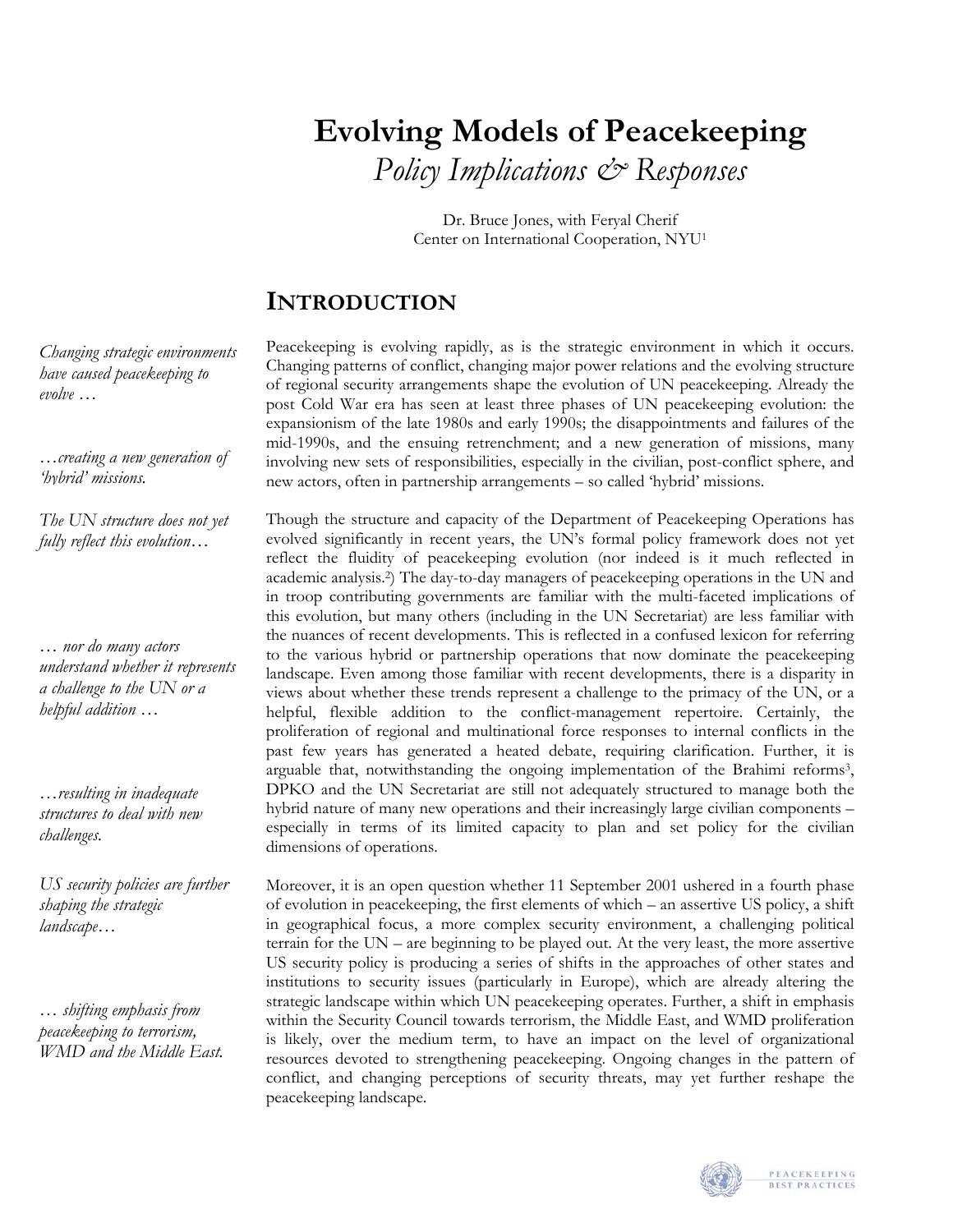# Evolving Models of Peacekeeping

*Policy Implications & Responses*

Dr. Bruce Jones, with Feryal Cherif
Center on International Cooperation, NYU[1]

## INTRODUCTION

*Changing strategic environments have caused peacekeeping to evolve …*

*…creating a new generation of 'hybrid' missions.*

Peacekeeping is evolving rapidly, as is the strategic environment in which it occurs. Changing patterns of conflict, changing major power relations and the evolving structure of regional security arrangements shape the evolution of UN peacekeeping. Already the post Cold War era has seen at least three phases of UN peacekeeping evolution: the expansionism of the late 1980s and early 1990s; the disappointments and failures of the mid-1990s, and the ensuing retrenchment; and a new generation of missions, many involving new sets of responsibilities, especially in the civilian, post-conflict sphere, and new actors, often in partnership arrangements – so called 'hybrid' missions.

*The UN structure does not yet fully reflect this evolution…*

*… nor do many actors understand whether it represents a challenge to the UN or a helpful addition …*

*…resulting in inadequate structures to deal with new challenges.*

Though the structure and capacity of the Department of Peacekeeping Operations has evolved significantly in recent years, the UN's formal policy framework does not yet reflect the fluidity of peacekeeping evolution (nor indeed is it much reflected in academic analysis.[2]) The day-to-day managers of peacekeeping operations in the UN and in troop contributing governments are familiar with the multi-faceted implications of this evolution, but many others (including in the UN Secretariat) are less familiar with the nuances of recent developments. This is reflected in a confused lexicon for referring to the various hybrid or partnership operations that now dominate the peacekeeping landscape. Even among those familiar with recent developments, there is a disparity in views about whether these trends represent a challenge to the primacy of the UN, or a helpful, flexible addition to the conflict-management repertoire. Certainly, the proliferation of regional and multinational force responses to internal conflicts in the past few years has generated a heated debate, requiring clarification. Further, it is arguable that, notwithstanding the ongoing implementation of the Brahimi reforms[3], DPKO and the UN Secretariat are still not adequately structured to manage both the hybrid nature of many new operations and their increasingly large civilian components – especially in terms of its limited capacity to plan and set policy for the civilian dimensions of operations.

*US security policies are further shaping the strategic landscape…*

*… shifting emphasis from peacekeeping to terrorism, WMD and the Middle East.*

Moreover, it is an open question whether 11 September 2001 ushered in a fourth phase of evolution in peacekeeping, the first elements of which – an assertive US policy, a shift in geographical focus, a more complex security environment, a challenging political terrain for the UN – are beginning to be played out. At the very least, the more assertive US security policy is producing a series of shifts in the approaches of other states and institutions to security issues (particularly in Europe), which are already altering the strategic landscape within which UN peacekeeping operates. Further, a shift in emphasis within the Security Council towards terrorism, the Middle East, and WMD proliferation is likely, over the medium term, to have an impact on the level of organizational resources devoted to strengthening peacekeeping. Ongoing changes in the pattern of conflict, and changing perceptions of security threats, may yet further reshape the peacekeeping landscape.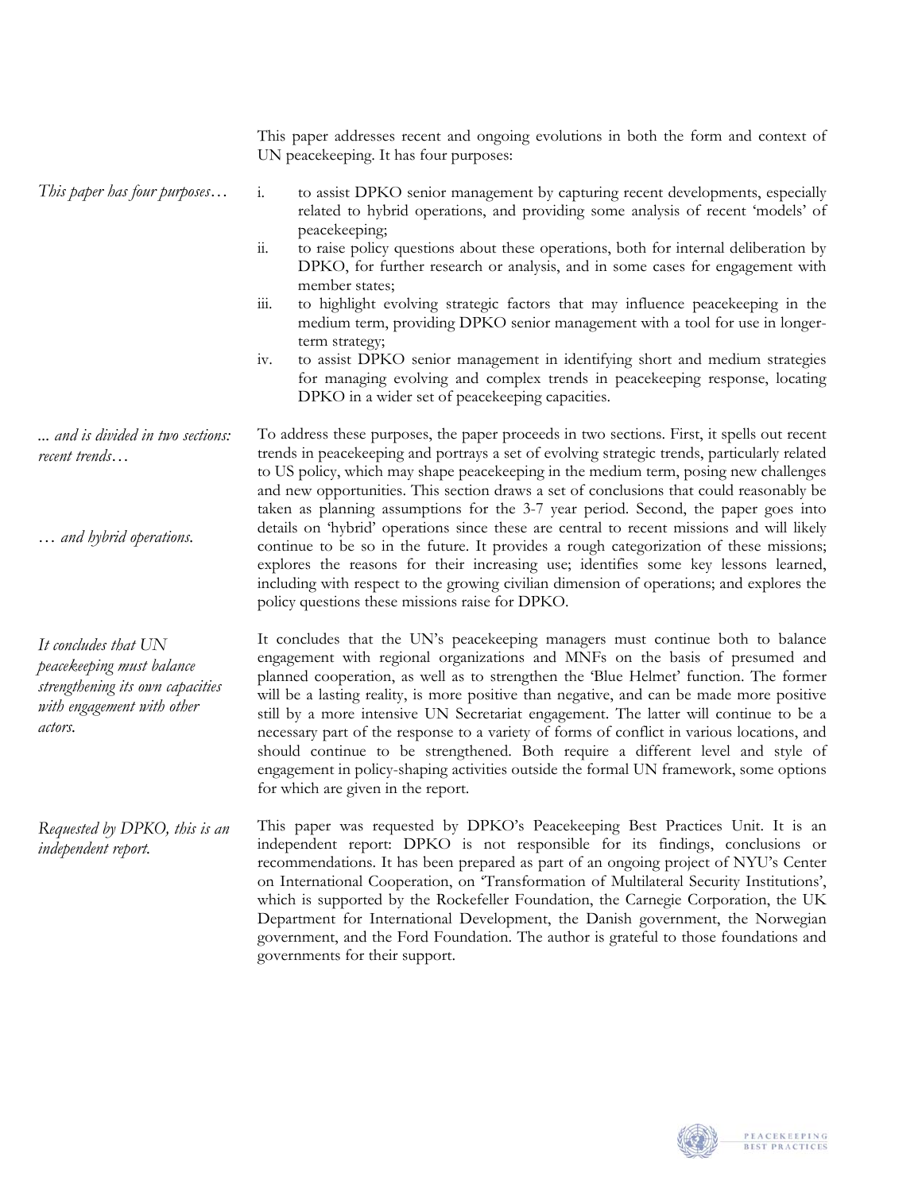This paper addresses recent and ongoing evolutions in both the form and context of UN peacekeeping. It has four purposes:

*This paper has four purposes…*

i. to assist DPKO senior management by capturing recent developments, especially related to hybrid operations, and providing some analysis of recent 'models' of peacekeeping;
ii. to raise policy questions about these operations, both for internal deliberation by DPKO, for further research or analysis, and in some cases for engagement with member states;
iii. to highlight evolving strategic factors that may influence peacekeeping in the medium term, providing DPKO senior management with a tool for use in longer-term strategy;
iv. to assist DPKO senior management in identifying short and medium strategies for managing evolving and complex trends in peacekeeping response, locating DPKO in a wider set of peacekeeping capacities.

*... and is divided in two sections: recent trends…*

*… and hybrid operations.*

To address these purposes, the paper proceeds in two sections. First, it spells out recent trends in peacekeeping and portrays a set of evolving strategic trends, particularly related to US policy, which may shape peacekeeping in the medium term, posing new challenges and new opportunities. This section draws a set of conclusions that could reasonably be taken as planning assumptions for the 3-7 year period. Second, the paper goes into details on 'hybrid' operations since these are central to recent missions and will likely continue to be so in the future. It provides a rough categorization of these missions; explores the reasons for their increasing use; identifies some key lessons learned, including with respect to the growing civilian dimension of operations; and explores the policy questions these missions raise for DPKO.

*It concludes that UN peacekeeping must balance strengthening its own capacities with engagement with other actors.*

It concludes that the UN's peacekeeping managers must continue both to balance engagement with regional organizations and MNFs on the basis of presumed and planned cooperation, as well as to strengthen the 'Blue Helmet' function. The former will be a lasting reality, is more positive than negative, and can be made more positive still by a more intensive UN Secretariat engagement. The latter will continue to be a necessary part of the response to a variety of forms of conflict in various locations, and should continue to be strengthened. Both require a different level and style of engagement in policy-shaping activities outside the formal UN framework, some options for which are given in the report.

*Requested by DPKO, this is an independent report.*

This paper was requested by DPKO's Peacekeeping Best Practices Unit. It is an independent report: DPKO is not responsible for its findings, conclusions or recommendations. It has been prepared as part of an ongoing project of NYU's Center on International Cooperation, on 'Transformation of Multilateral Security Institutions', which is supported by the Rockefeller Foundation, the Carnegie Corporation, the UK Department for International Development, the Danish government, the Norwegian government, and the Ford Foundation. The author is grateful to those foundations and governments for their support.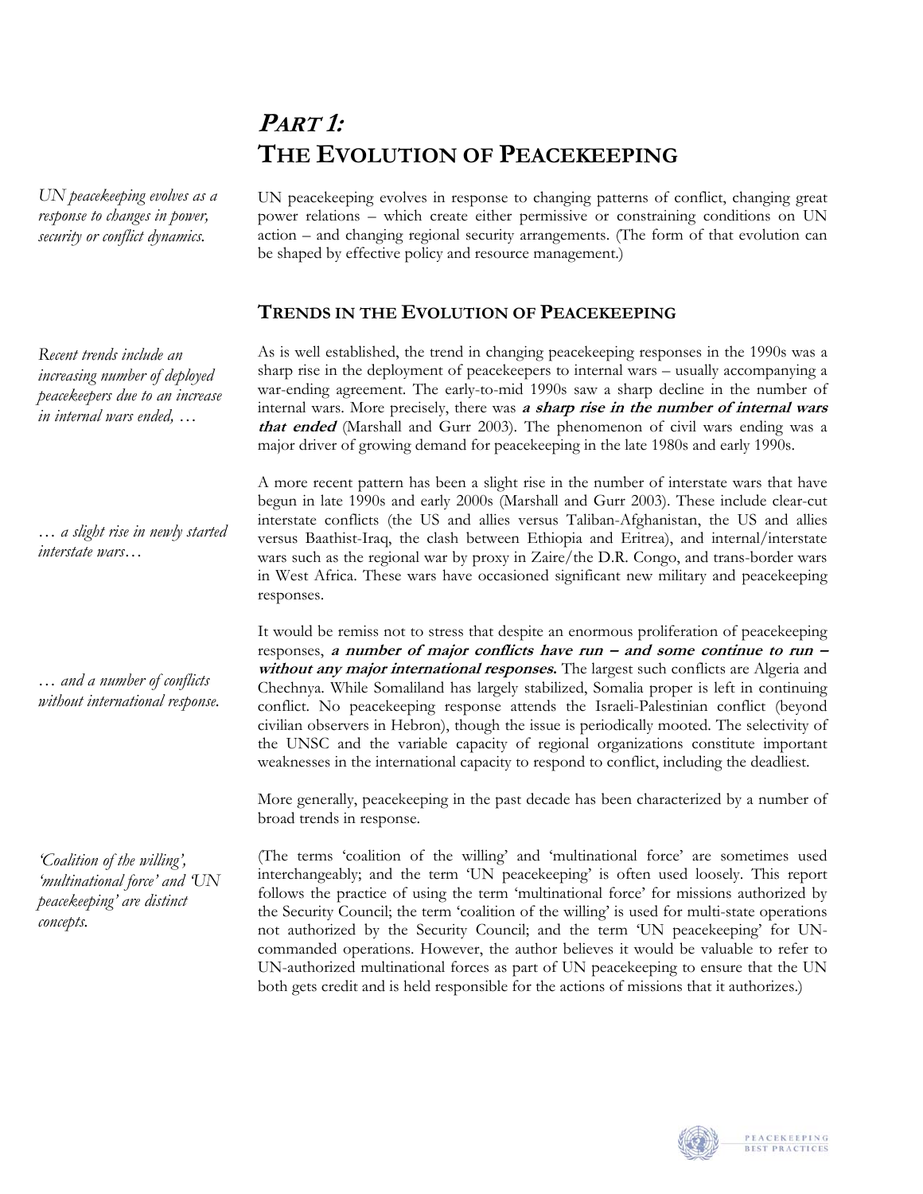# *PART 1:*
# THE EVOLUTION OF PEACEKEEPING

*UN peacekeeping evolves as a response to changes in power, security or conflict dynamics.*

UN peacekeeping evolves in response to changing patterns of conflict, changing great power relations – which create either permissive or constraining conditions on UN action – and changing regional security arrangements. (The form of that evolution can be shaped by effective policy and resource management.)

## TRENDS IN THE EVOLUTION OF PEACEKEEPING

*Recent trends include an increasing number of deployed peacekeepers due to an increase in internal wars ended, …*

As is well established, the trend in changing peacekeeping responses in the 1990s was a sharp rise in the deployment of peacekeepers to internal wars – usually accompanying a war-ending agreement. The early-to-mid 1990s saw a sharp decline in the number of internal wars. More precisely, there was ***a sharp rise in the number of internal wars that ended*** (Marshall and Gurr 2003). The phenomenon of civil wars ending was a major driver of growing demand for peacekeeping in the late 1980s and early 1990s.

*… a slight rise in newly started interstate wars…*

A more recent pattern has been a slight rise in the number of interstate wars that have begun in late 1990s and early 2000s (Marshall and Gurr 2003). These include clear-cut interstate conflicts (the US and allies versus Taliban-Afghanistan, the US and allies versus Baathist-Iraq, the clash between Ethiopia and Eritrea), and internal/interstate wars such as the regional war by proxy in Zaire/the D.R. Congo, and trans-border wars in West Africa. These wars have occasioned significant new military and peacekeeping responses.

*… and a number of conflicts without international response.*

It would be remiss not to stress that despite an enormous proliferation of peacekeeping responses, ***a number of major conflicts have run – and some continue to run – without any major international responses.*** The largest such conflicts are Algeria and Chechnya. While Somaliland has largely stabilized, Somalia proper is left in continuing conflict. No peacekeeping response attends the Israeli-Palestinian conflict (beyond civilian observers in Hebron), though the issue is periodically mooted. The selectivity of the UNSC and the variable capacity of regional organizations constitute important weaknesses in the international capacity to respond to conflict, including the deadliest.

More generally, peacekeeping in the past decade has been characterized by a number of broad trends in response.

*'Coalition of the willing', 'multinational force' and 'UN peacekeeping' are distinct concepts.*

(The terms 'coalition of the willing' and 'multinational force' are sometimes used interchangeably; and the term 'UN peacekeeping' is often used loosely. This report follows the practice of using the term 'multinational force' for missions authorized by the Security Council; the term 'coalition of the willing' is used for multi-state operations not authorized by the Security Council; and the term 'UN peacekeeping' for UN-commanded operations. However, the author believes it would be valuable to refer to UN-authorized multinational forces as part of UN peacekeeping to ensure that the UN both gets credit and is held responsible for the actions of missions that it authorizes.)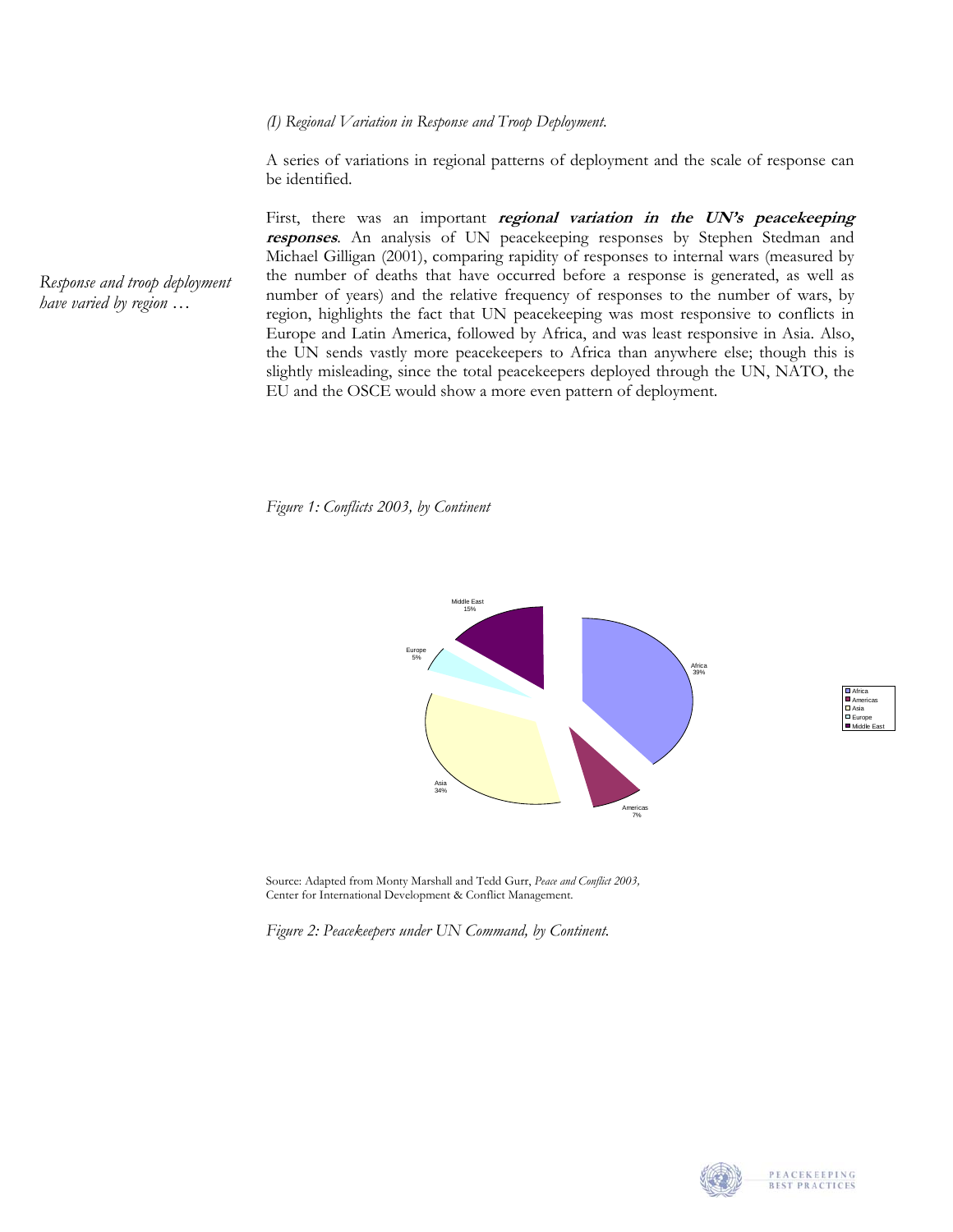*(I) Regional Variation in Response and Troop Deployment.*

A series of variations in regional patterns of deployment and the scale of response can be identified.

*Response and troop deployment have varied by region …*

First, there was an important ***regional variation in the UN's peacekeeping responses***. An analysis of UN peacekeeping responses by Stephen Stedman and Michael Gilligan (2001), comparing rapidity of responses to internal wars (measured by the number of deaths that have occurred before a response is generated, as well as number of years) and the relative frequency of responses to the number of wars, by region, highlights the fact that UN peacekeeping was most responsive to conflicts in Europe and Latin America, followed by Africa, and was least responsive in Asia. Also, the UN sends vastly more peacekeepers to Africa than anywhere else; though this is slightly misleading, since the total peacekeepers deployed through the UN, NATO, the EU and the OSCE would show a more even pattern of deployment.

*Figure 1: Conflicts 2003, by Continent*

| Continent | Share |
|---|---|
| Africa | 39% |
| Americas | 7% |
| Asia | 34% |
| Europe | 5% |
| Middle East | 15% |

Source: Adapted from Monty Marshall and Tedd Gurr, *Peace and Conflict 2003,* Center for International Development & Conflict Management.

*Figure 2: Peacekeepers under UN Command, by Continent.*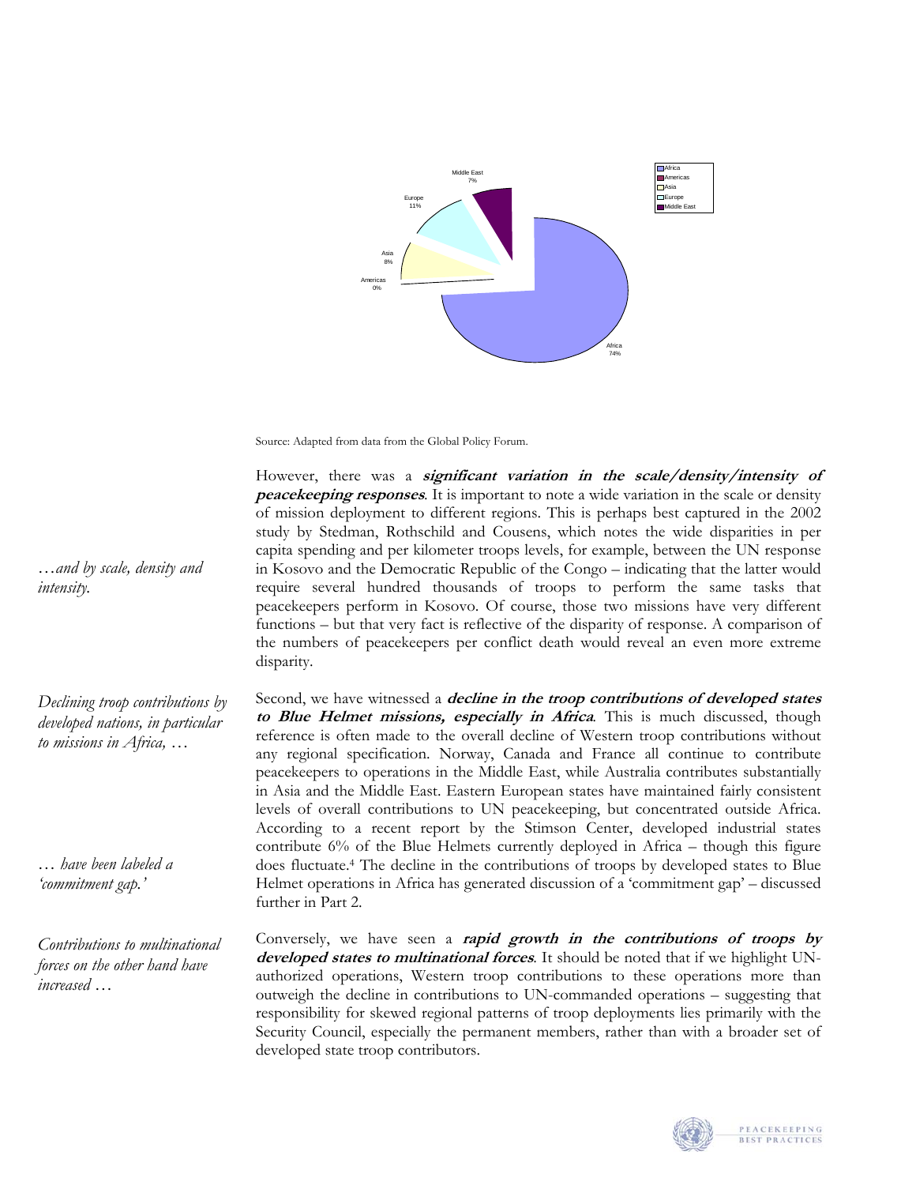Source: Adapted from data from the Global Policy Forum.

*…and by scale, density and intensity.*

However, there was a ***significant variation in the scale/density/intensity of peacekeeping responses***. It is important to note a wide variation in the scale or density of mission deployment to different regions. This is perhaps best captured in the 2002 study by Stedman, Rothschild and Cousens, which notes the wide disparities in per capita spending and per kilometer troops levels, for example, between the UN response in Kosovo and the Democratic Republic of the Congo – indicating that the latter would require several hundred thousands of troops to perform the same tasks that peacekeepers perform in Kosovo. Of course, those two missions have very different functions – but that very fact is reflective of the disparity of response. A comparison of the numbers of peacekeepers per conflict death would reveal an even more extreme disparity.

*Declining troop contributions by developed nations, in particular to missions in Africa, …*

*… have been labeled a 'commitment gap.'*

Second, we have witnessed a ***decline in the troop contributions of developed states to Blue Helmet missions, especially in Africa***. This is much discussed, though reference is often made to the overall decline of Western troop contributions without any regional specification. Norway, Canada and France all continue to contribute peacekeepers to operations in the Middle East, while Australia contributes substantially in Asia and the Middle East. Eastern European states have maintained fairly consistent levels of overall contributions to UN peacekeeping, but concentrated outside Africa. According to a recent report by the Stimson Center, developed industrial states contribute 6% of the Blue Helmets currently deployed in Africa – though this figure does fluctuate.[4] The decline in the contributions of troops by developed states to Blue Helmet operations in Africa has generated discussion of a 'commitment gap' – discussed further in Part 2.

*Contributions to multinational forces on the other hand have increased …*

Conversely, we have seen a ***rapid growth in the contributions of troops by developed states to multinational forces***. It should be noted that if we highlight UN-authorized operations, Western troop contributions to these operations more than outweigh the decline in contributions to UN-commanded operations – suggesting that responsibility for skewed regional patterns of troop deployments lies primarily with the Security Council, especially the permanent members, rather than with a broader set of developed state troop contributors.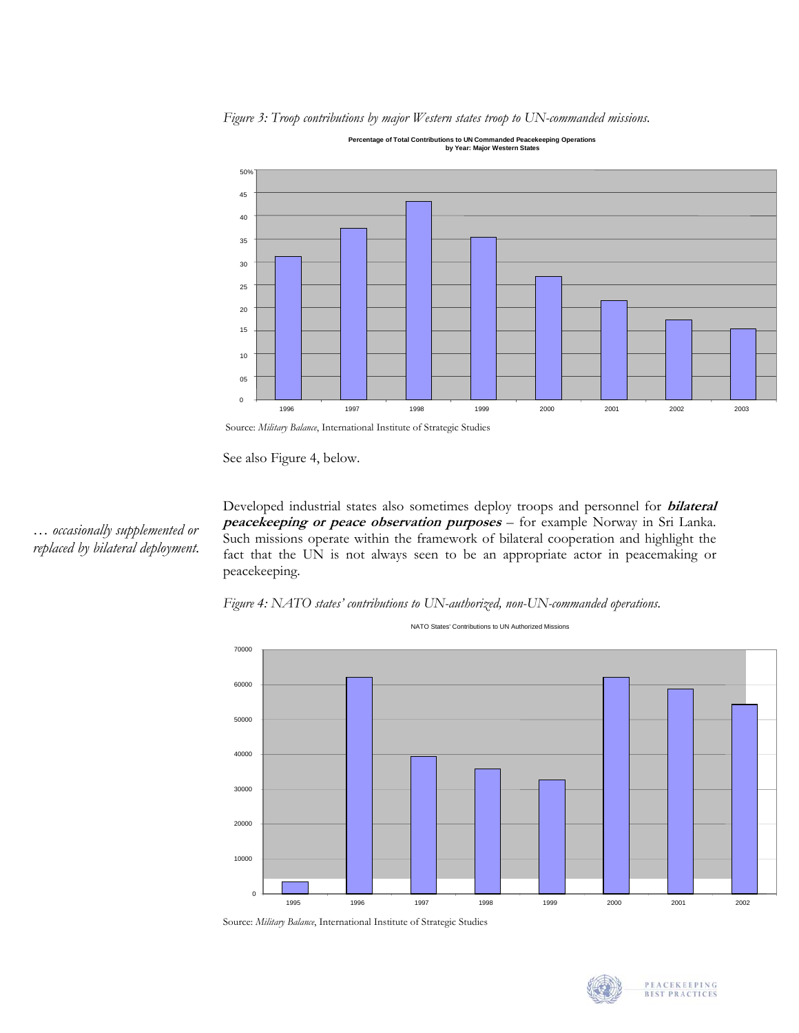*Figure 3: Troop contributions by major Western states troop to UN-commanded missions.*

Source: *Military Balance*, International Institute of Strategic Studies

See also Figure 4, below.

*… occasionally supplemented or replaced by bilateral deployment.*

Developed industrial states also sometimes deploy troops and personnel for ***bilateral peacekeeping or peace observation purposes*** – for example Norway in Sri Lanka. Such missions operate within the framework of bilateral cooperation and highlight the fact that the UN is not always seen to be an appropriate actor in peacemaking or peacekeeping.

*Figure 4: NATO states' contributions to UN-authorized, non-UN-commanded operations.*

Source: *Military Balance*, International Institute of Strategic Studies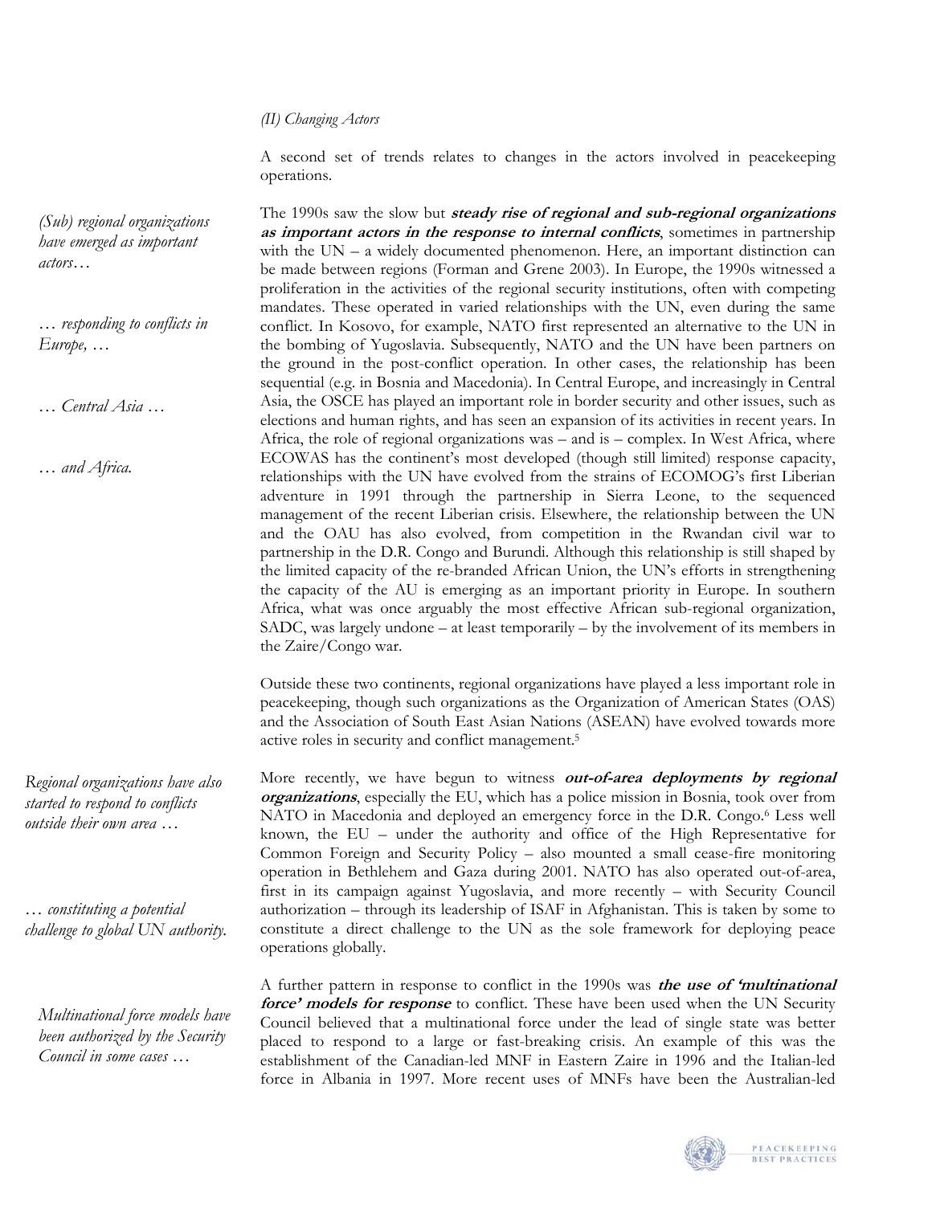*(II) Changing Actors*

A second set of trends relates to changes in the actors involved in peacekeeping operations.

*(Sub) regional organizations have emerged as important actors…*

*… responding to conflicts in Europe, …*

*… Central Asia …*

*… and Africa.*

The 1990s saw the slow but ***steady rise of regional and sub-regional organizations as important actors in the response to internal conflicts***, sometimes in partnership with the UN – a widely documented phenomenon. Here, an important distinction can be made between regions (Forman and Grene 2003). In Europe, the 1990s witnessed a proliferation in the activities of the regional security institutions, often with competing mandates. These operated in varied relationships with the UN, even during the same conflict. In Kosovo, for example, NATO first represented an alternative to the UN in the bombing of Yugoslavia. Subsequently, NATO and the UN have been partners on the ground in the post-conflict operation. In other cases, the relationship has been sequential (e.g. in Bosnia and Macedonia). In Central Europe, and increasingly in Central Asia, the OSCE has played an important role in border security and other issues, such as elections and human rights, and has seen an expansion of its activities in recent years. In Africa, the role of regional organizations was – and is – complex. In West Africa, where ECOWAS has the continent's most developed (though still limited) response capacity, relationships with the UN have evolved from the strains of ECOMOG's first Liberian adventure in 1991 through the partnership in Sierra Leone, to the sequenced management of the recent Liberian crisis. Elsewhere, the relationship between the UN and the OAU has also evolved, from competition in the Rwandan civil war to partnership in the D.R. Congo and Burundi. Although this relationship is still shaped by the limited capacity of the re-branded African Union, the UN's efforts in strengthening the capacity of the AU is emerging as an important priority in Europe. In southern Africa, what was once arguably the most effective African sub-regional organization, SADC, was largely undone – at least temporarily – by the involvement of its members in the Zaire/Congo war.

Outside these two continents, regional organizations have played a less important role in peacekeeping, though such organizations as the Organization of American States (OAS) and the Association of South East Asian Nations (ASEAN) have evolved towards more active roles in security and conflict management.[5]

*Regional organizations have also started to respond to conflicts outside their own area …*

*… constituting a potential challenge to global UN authority.*

More recently, we have begun to witness ***out-of-area deployments by regional organizations***, especially the EU, which has a police mission in Bosnia, took over from NATO in Macedonia and deployed an emergency force in the D.R. Congo.[6] Less well known, the EU – under the authority and office of the High Representative for Common Foreign and Security Policy – also mounted a small cease-fire monitoring operation in Bethlehem and Gaza during 2001. NATO has also operated out-of-area, first in its campaign against Yugoslavia, and more recently – with Security Council authorization – through its leadership of ISAF in Afghanistan. This is taken by some to constitute a direct challenge to the UN as the sole framework for deploying peace operations globally.

*Multinational force models have been authorized by the Security Council in some cases …*

A further pattern in response to conflict in the 1990s was ***the use of 'multinational force' models for response*** to conflict. These have been used when the UN Security Council believed that a multinational force under the lead of single state was better placed to respond to a large or fast-breaking crisis. An example of this was the establishment of the Canadian-led MNF in Eastern Zaire in 1996 and the Italian-led force in Albania in 1997. More recent uses of MNFs have been the Australian-led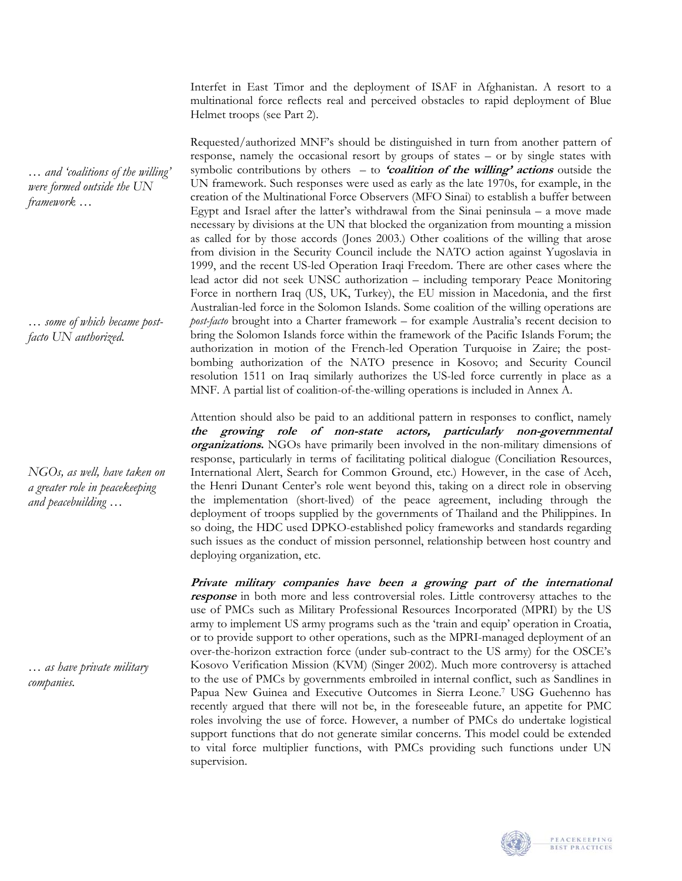Interfet in East Timor and the deployment of ISAF in Afghanistan. A resort to a multinational force reflects real and perceived obstacles to rapid deployment of Blue Helmet troops (see Part 2).

*… and 'coalitions of the willing' were formed outside the UN framework …*

Requested/authorized MNF's should be distinguished in turn from another pattern of response, namely the occasional resort by groups of states – or by single states with symbolic contributions by others – to ***'coalition of the willing' actions*** outside the UN framework. Such responses were used as early as the late 1970s, for example, in the creation of the Multinational Force Observers (MFO Sinai) to establish a buffer between Egypt and Israel after the latter's withdrawal from the Sinai peninsula – a move made necessary by divisions at the UN that blocked the organization from mounting a mission as called for by those accords (Jones 2003.) Other coalitions of the willing that arose from division in the Security Council include the NATO action against Yugoslavia in 1999, and the recent US-led Operation Iraqi Freedom. There are other cases where the lead actor did not seek UNSC authorization – including temporary Peace Monitoring Force in northern Iraq (US, UK, Turkey), the EU mission in Macedonia, and the first Australian-led force in the Solomon Islands. Some coalition of the willing operations are *post-facto* brought into a Charter framework – for example Australia's recent decision to bring the Solomon Islands force within the framework of the Pacific Islands Forum; the authorization in motion of the French-led Operation Turquoise in Zaire; the post-bombing authorization of the NATO presence in Kosovo; and Security Council resolution 1511 on Iraq similarly authorizes the US-led force currently in place as a MNF. A partial list of coalition-of-the-willing operations is included in Annex A.

*… some of which became post-facto UN authorized.*

*NGOs, as well, have taken on a greater role in peacekeeping and peacebuilding …*

Attention should also be paid to an additional pattern in responses to conflict, namely ***the growing role of non-state actors, particularly non-governmental organizations.*** NGOs have primarily been involved in the non-military dimensions of response, particularly in terms of facilitating political dialogue (Conciliation Resources, International Alert, Search for Common Ground, etc.) However, in the case of Aceh, the Henri Dunant Center's role went beyond this, taking on a direct role in observing the implementation (short-lived) of the peace agreement, including through the deployment of troops supplied by the governments of Thailand and the Philippines. In so doing, the HDC used DPKO-established policy frameworks and standards regarding such issues as the conduct of mission personnel, relationship between host country and deploying organization, etc.

*… as have private military companies.*

***Private military companies have been a growing part of the international response*** in both more and less controversial roles. Little controversy attaches to the use of PMCs such as Military Professional Resources Incorporated (MPRI) by the US army to implement US army programs such as the 'train and equip' operation in Croatia, or to provide support to other operations, such as the MPRI-managed deployment of an over-the-horizon extraction force (under sub-contract to the US army) for the OSCE's Kosovo Verification Mission (KVM) (Singer 2002). Much more controversy is attached to the use of PMCs by governments embroiled in internal conflict, such as Sandlines in Papua New Guinea and Executive Outcomes in Sierra Leone.[7] USG Guehenno has recently argued that there will not be, in the foreseeable future, an appetite for PMC roles involving the use of force. However, a number of PMCs do undertake logistical support functions that do not generate similar concerns. This model could be extended to vital force multiplier functions, with PMCs providing such functions under UN supervision.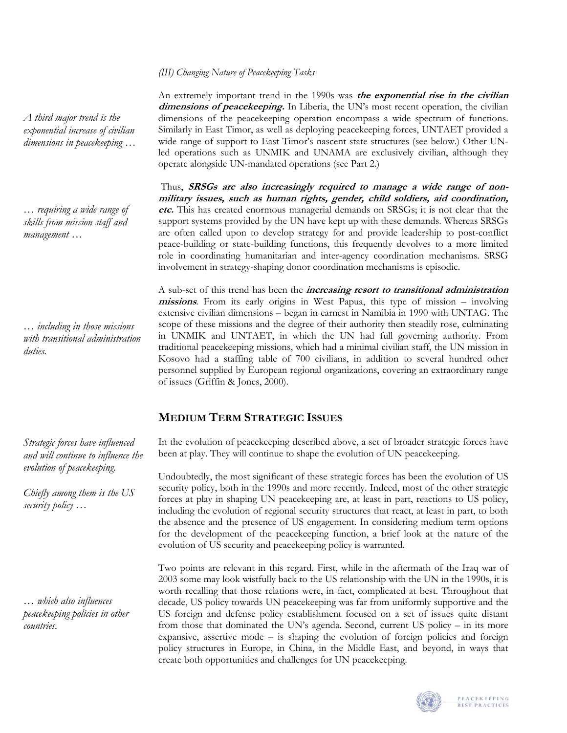*(III) Changing Nature of Peacekeeping Tasks*

*A third major trend is the exponential increase of civilian dimensions in peacekeeping …*

An extremely important trend in the 1990s was ***the exponential rise in the civilian dimensions of peacekeeping.*** In Liberia, the UN's most recent operation, the civilian dimensions of the peacekeeping operation encompass a wide spectrum of functions. Similarly in East Timor, as well as deploying peacekeeping forces, UNTAET provided a wide range of support to East Timor's nascent state structures (see below.) Other UN-led operations such as UNMIK and UNAMA are exclusively civilian, although they operate alongside UN-mandated operations (see Part 2.)

*… requiring a wide range of skills from mission staff and management …*

Thus, ***SRSGs are also increasingly required to manage a wide range of non-military issues, such as human rights, gender, child soldiers, aid coordination, etc.*** This has created enormous managerial demands on SRSGs; it is not clear that the support systems provided by the UN have kept up with these demands. Whereas SRSGs are often called upon to develop strategy for and provide leadership to post-conflict peace-building or state-building functions, this frequently devolves to a more limited role in coordinating humanitarian and inter-agency coordination mechanisms. SRSG involvement in strategy-shaping donor coordination mechanisms is episodic.

*… including in those missions with transitional administration duties.*

A sub-set of this trend has been the ***increasing resort to transitional administration missions***. From its early origins in West Papua, this type of mission – involving extensive civilian dimensions – began in earnest in Namibia in 1990 with UNTAG. The scope of these missions and the degree of their authority then steadily rose, culminating in UNMIK and UNTAET, in which the UN had full governing authority. From traditional peacekeeping missions, which had a minimal civilian staff, the UN mission in Kosovo had a staffing table of 700 civilians, in addition to several hundred other personnel supplied by European regional organizations, covering an extraordinary range of issues (Griffin & Jones, 2000).

## Medium Term Strategic Issues

*Strategic forces have influenced and will continue to influence the evolution of peacekeeping.*

In the evolution of peacekeeping described above, a set of broader strategic forces have been at play. They will continue to shape the evolution of UN peacekeeping.

*Chiefly among them is the US security policy …*

Undoubtedly, the most significant of these strategic forces has been the evolution of US security policy, both in the 1990s and more recently. Indeed, most of the other strategic forces at play in shaping UN peacekeeping are, at least in part, reactions to US policy, including the evolution of regional security structures that react, at least in part, to both the absence and the presence of US engagement. In considering medium term options for the development of the peacekeeping function, a brief look at the nature of the evolution of US security and peacekeeping policy is warranted.

*… which also influences peacekeeping policies in other countries.*

Two points are relevant in this regard. First, while in the aftermath of the Iraq war of 2003 some may look wistfully back to the US relationship with the UN in the 1990s, it is worth recalling that those relations were, in fact, complicated at best. Throughout that decade, US policy towards UN peacekeeping was far from uniformly supportive and the US foreign and defense policy establishment focused on a set of issues quite distant from those that dominated the UN's agenda. Second, current US policy – in its more expansive, assertive mode – is shaping the evolution of foreign policies and foreign policy structures in Europe, in China, in the Middle East, and beyond, in ways that create both opportunities and challenges for UN peacekeeping.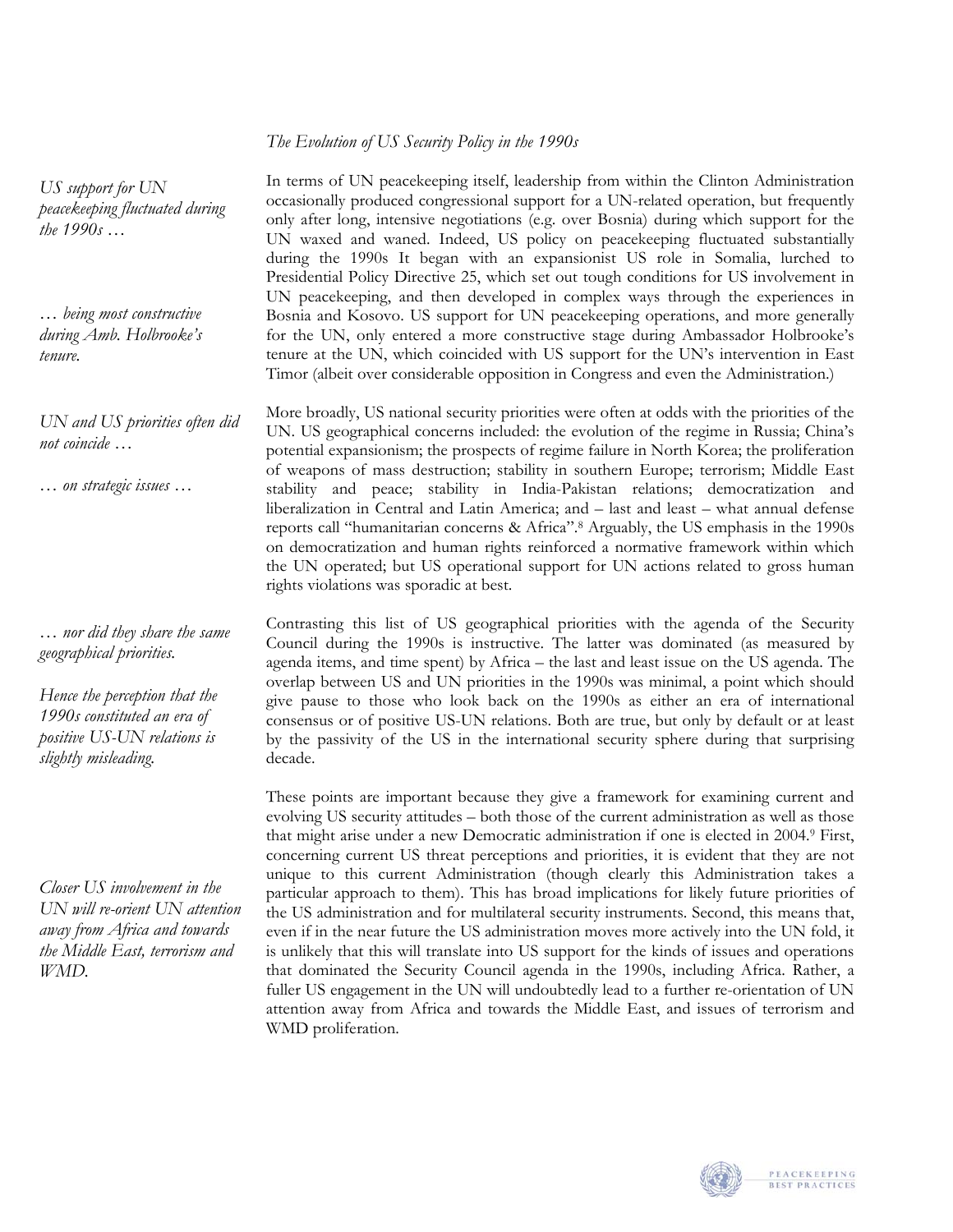*The Evolution of US Security Policy in the 1990s*

*US support for UN peacekeeping fluctuated during the 1990s …*

*… being most constructive during Amb. Holbrooke's tenure.*

In terms of UN peacekeeping itself, leadership from within the Clinton Administration occasionally produced congressional support for a UN-related operation, but frequently only after long, intensive negotiations (e.g. over Bosnia) during which support for the UN waxed and waned. Indeed, US policy on peacekeeping fluctuated substantially during the 1990s It began with an expansionist US role in Somalia, lurched to Presidential Policy Directive 25, which set out tough conditions for US involvement in UN peacekeeping, and then developed in complex ways through the experiences in Bosnia and Kosovo. US support for UN peacekeeping operations, and more generally for the UN, only entered a more constructive stage during Ambassador Holbrooke's tenure at the UN, which coincided with US support for the UN's intervention in East Timor (albeit over considerable opposition in Congress and even the Administration.)

*UN and US priorities often did not coincide …*

*… on strategic issues …*

More broadly, US national security priorities were often at odds with the priorities of the UN. US geographical concerns included: the evolution of the regime in Russia; China's potential expansionism; the prospects of regime failure in North Korea; the proliferation of weapons of mass destruction; stability in southern Europe; terrorism; Middle East stability and peace; stability in India-Pakistan relations; democratization and liberalization in Central and Latin America; and – last and least – what annual defense reports call "humanitarian concerns & Africa".[8] Arguably, the US emphasis in the 1990s on democratization and human rights reinforced a normative framework within which the UN operated; but US operational support for UN actions related to gross human rights violations was sporadic at best.

*… nor did they share the same geographical priorities.*

*Hence the perception that the 1990s constituted an era of positive US-UN relations is slightly misleading.*

Contrasting this list of US geographical priorities with the agenda of the Security Council during the 1990s is instructive. The latter was dominated (as measured by agenda items, and time spent) by Africa – the last and least issue on the US agenda. The overlap between US and UN priorities in the 1990s was minimal, a point which should give pause to those who look back on the 1990s as either an era of international consensus or of positive US-UN relations. Both are true, but only by default or at least by the passivity of the US in the international security sphere during that surprising decade.

*Closer US involvement in the UN will re-orient UN attention away from Africa and towards the Middle East, terrorism and WMD.*

These points are important because they give a framework for examining current and evolving US security attitudes – both those of the current administration as well as those that might arise under a new Democratic administration if one is elected in 2004.[9] First, concerning current US threat perceptions and priorities, it is evident that they are not unique to this current Administration (though clearly this Administration takes a particular approach to them). This has broad implications for likely future priorities of the US administration and for multilateral security instruments. Second, this means that, even if in the near future the US administration moves more actively into the UN fold, it is unlikely that this will translate into US support for the kinds of issues and operations that dominated the Security Council agenda in the 1990s, including Africa. Rather, a fuller US engagement in the UN will undoubtedly lead to a further re-orientation of UN attention away from Africa and towards the Middle East, and issues of terrorism and WMD proliferation.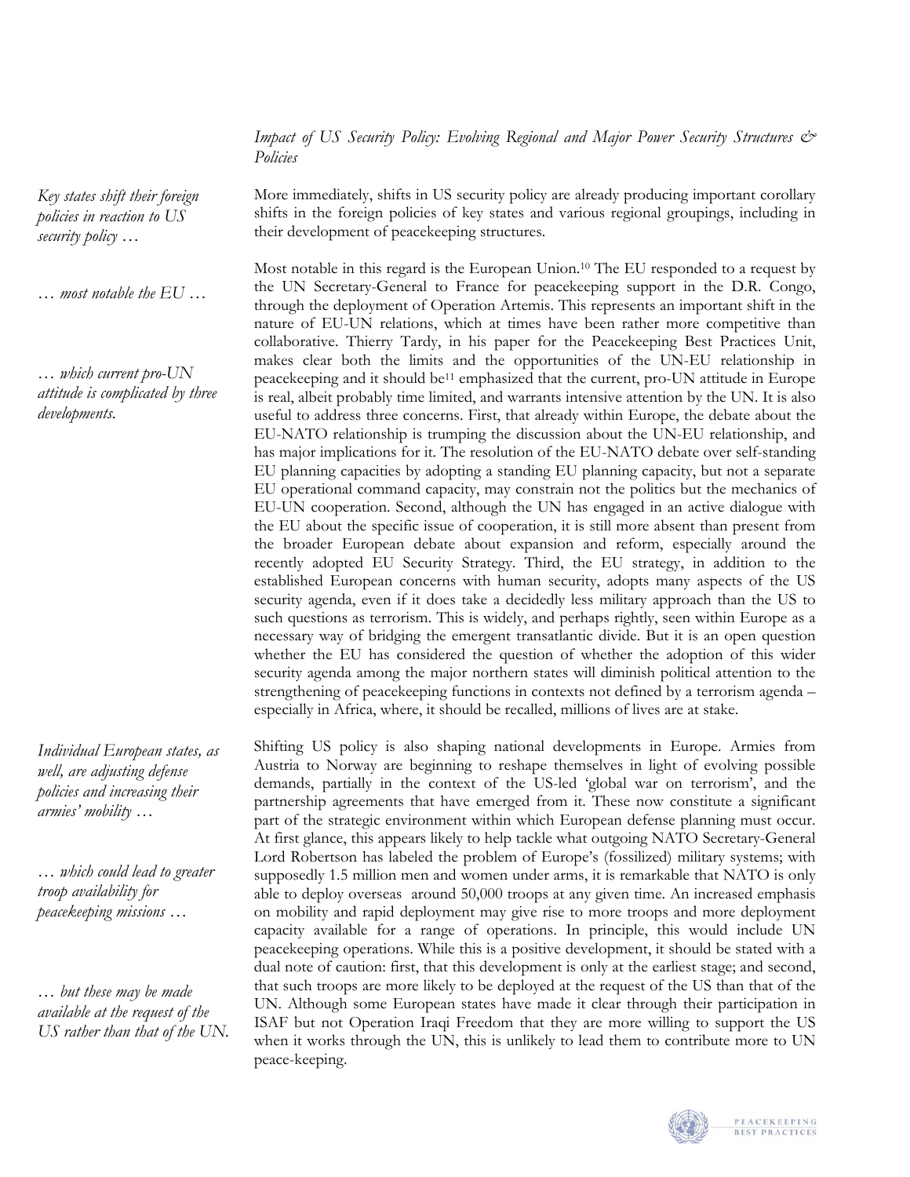*Impact of US Security Policy: Evolving Regional and Major Power Security Structures & Policies*

*Key states shift their foreign policies in reaction to US security policy …*

More immediately, shifts in US security policy are already producing important corollary shifts in the foreign policies of key states and various regional groupings, including in their development of peacekeeping structures.

*… most notable the EU …*

*… which current pro-UN attitude is complicated by three developments.*

Most notable in this regard is the European Union.[10] The EU responded to a request by the UN Secretary-General to France for peacekeeping support in the D.R. Congo, through the deployment of Operation Artemis. This represents an important shift in the nature of EU-UN relations, which at times have been rather more competitive than collaborative. Thierry Tardy, in his paper for the Peacekeeping Best Practices Unit, makes clear both the limits and the opportunities of the UN-EU relationship in peacekeeping and it should be[11] emphasized that the current, pro-UN attitude in Europe is real, albeit probably time limited, and warrants intensive attention by the UN. It is also useful to address three concerns. First, that already within Europe, the debate about the EU-NATO relationship is trumping the discussion about the UN-EU relationship, and has major implications for it. The resolution of the EU-NATO debate over self-standing EU planning capacities by adopting a standing EU planning capacity, but not a separate EU operational command capacity, may constrain not the politics but the mechanics of EU-UN cooperation. Second, although the UN has engaged in an active dialogue with the EU about the specific issue of cooperation, it is still more absent than present from the broader European debate about expansion and reform, especially around the recently adopted EU Security Strategy. Third, the EU strategy, in addition to the established European concerns with human security, adopts many aspects of the US security agenda, even if it does take a decidedly less military approach than the US to such questions as terrorism. This is widely, and perhaps rightly, seen within Europe as a necessary way of bridging the emergent transatlantic divide. But it is an open question whether the EU has considered the question of whether the adoption of this wider security agenda among the major northern states will diminish political attention to the strengthening of peacekeeping functions in contexts not defined by a terrorism agenda – especially in Africa, where, it should be recalled, millions of lives are at stake.

*Individual European states, as well, are adjusting defense policies and increasing their armies' mobility …*

*… which could lead to greater troop availability for peacekeeping missions …*

*… but these may be made available at the request of the US rather than that of the UN.*

Shifting US policy is also shaping national developments in Europe. Armies from Austria to Norway are beginning to reshape themselves in light of evolving possible demands, partially in the context of the US-led 'global war on terrorism', and the partnership agreements that have emerged from it. These now constitute a significant part of the strategic environment within which European defense planning must occur. At first glance, this appears likely to help tackle what outgoing NATO Secretary-General Lord Robertson has labeled the problem of Europe's (fossilized) military systems; with supposedly 1.5 million men and women under arms, it is remarkable that NATO is only able to deploy overseas around 50,000 troops at any given time. An increased emphasis on mobility and rapid deployment may give rise to more troops and more deployment capacity available for a range of operations. In principle, this would include UN peacekeeping operations. While this is a positive development, it should be stated with a dual note of caution: first, that this development is only at the earliest stage; and second, that such troops are more likely to be deployed at the request of the US than that of the UN. Although some European states have made it clear through their participation in ISAF but not Operation Iraqi Freedom that they are more willing to support the US when it works through the UN, this is unlikely to lead them to contribute more to UN peace-keeping.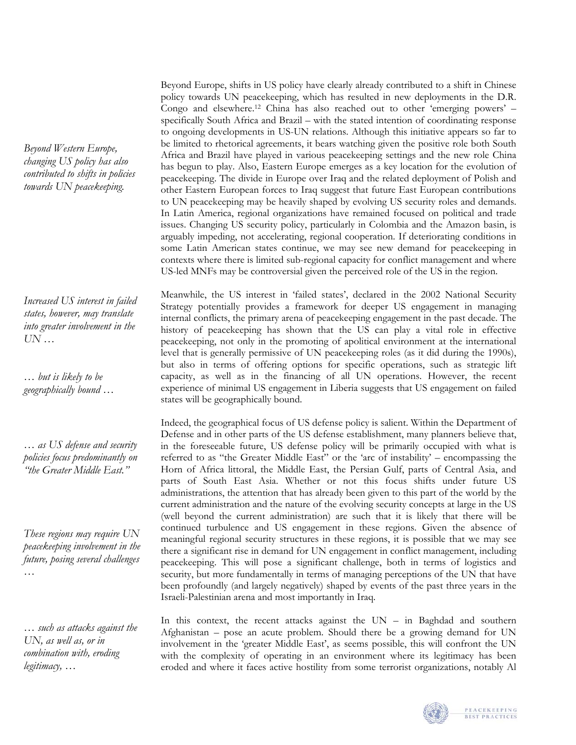*Beyond Western Europe, changing US policy has also contributed to shifts in policies towards UN peacekeeping.*

Beyond Europe, shifts in US policy have clearly already contributed to a shift in Chinese policy towards UN peacekeeping, which has resulted in new deployments in the D.R. Congo and elsewhere.[12] China has also reached out to other 'emerging powers' – specifically South Africa and Brazil – with the stated intention of coordinating response to ongoing developments in US-UN relations. Although this initiative appears so far to be limited to rhetorical agreements, it bears watching given the positive role both South Africa and Brazil have played in various peacekeeping settings and the new role China has begun to play. Also, Eastern Europe emerges as a key location for the evolution of peacekeeping. The divide in Europe over Iraq and the related deployment of Polish and other Eastern European forces to Iraq suggest that future East European contributions to UN peacekeeping may be heavily shaped by evolving US security roles and demands. In Latin America, regional organizations have remained focused on political and trade issues. Changing US security policy, particularly in Colombia and the Amazon basin, is arguably impeding, not accelerating, regional cooperation. If deteriorating conditions in some Latin American states continue, we may see new demand for peacekeeping in contexts where there is limited sub-regional capacity for conflict management and where US-led MNFs may be controversial given the perceived role of the US in the region.

*Increased US interest in failed states, however, may translate into greater involvement in the UN …*

*… but is likely to be geographically bound …*

Meanwhile, the US interest in 'failed states', declared in the 2002 National Security Strategy potentially provides a framework for deeper US engagement in managing internal conflicts, the primary arena of peacekeeping engagement in the past decade. The history of peacekeeping has shown that the US can play a vital role in effective peacekeeping, not only in the promoting of apolitical environment at the international level that is generally permissive of UN peacekeeping roles (as it did during the 1990s), but also in terms of offering options for specific operations, such as strategic lift capacity, as well as in the financing of all UN operations. However, the recent experience of minimal US engagement in Liberia suggests that US engagement on failed states will be geographically bound.

*… as US defense and security policies focus predominantly on "the Greater Middle East."*

*These regions may require UN peacekeeping involvement in the future, posing several challenges …*

Indeed, the geographical focus of US defense policy is salient. Within the Department of Defense and in other parts of the US defense establishment, many planners believe that, in the foreseeable future, US defense policy will be primarily occupied with what is referred to as "the Greater Middle East" or the 'arc of instability' – encompassing the Horn of Africa littoral, the Middle East, the Persian Gulf, parts of Central Asia, and parts of South East Asia. Whether or not this focus shifts under future US administrations, the attention that has already been given to this part of the world by the current administration and the nature of the evolving security concepts at large in the US (well beyond the current administration) are such that it is likely that there will be continued turbulence and US engagement in these regions. Given the absence of meaningful regional security structures in these regions, it is possible that we may see there a significant rise in demand for UN engagement in conflict management, including peacekeeping. This will pose a significant challenge, both in terms of logistics and security, but more fundamentally in terms of managing perceptions of the UN that have been profoundly (and largely negatively) shaped by events of the past three years in the Israeli-Palestinian arena and most importantly in Iraq.

*… such as attacks against the UN, as well as, or in combination with, eroding legitimacy, …*

In this context, the recent attacks against the UN – in Baghdad and southern Afghanistan – pose an acute problem. Should there be a growing demand for UN involvement in the 'greater Middle East', as seems possible, this will confront the UN with the complexity of operating in an environment where its legitimacy has been eroded and where it faces active hostility from some terrorist organizations, notably Al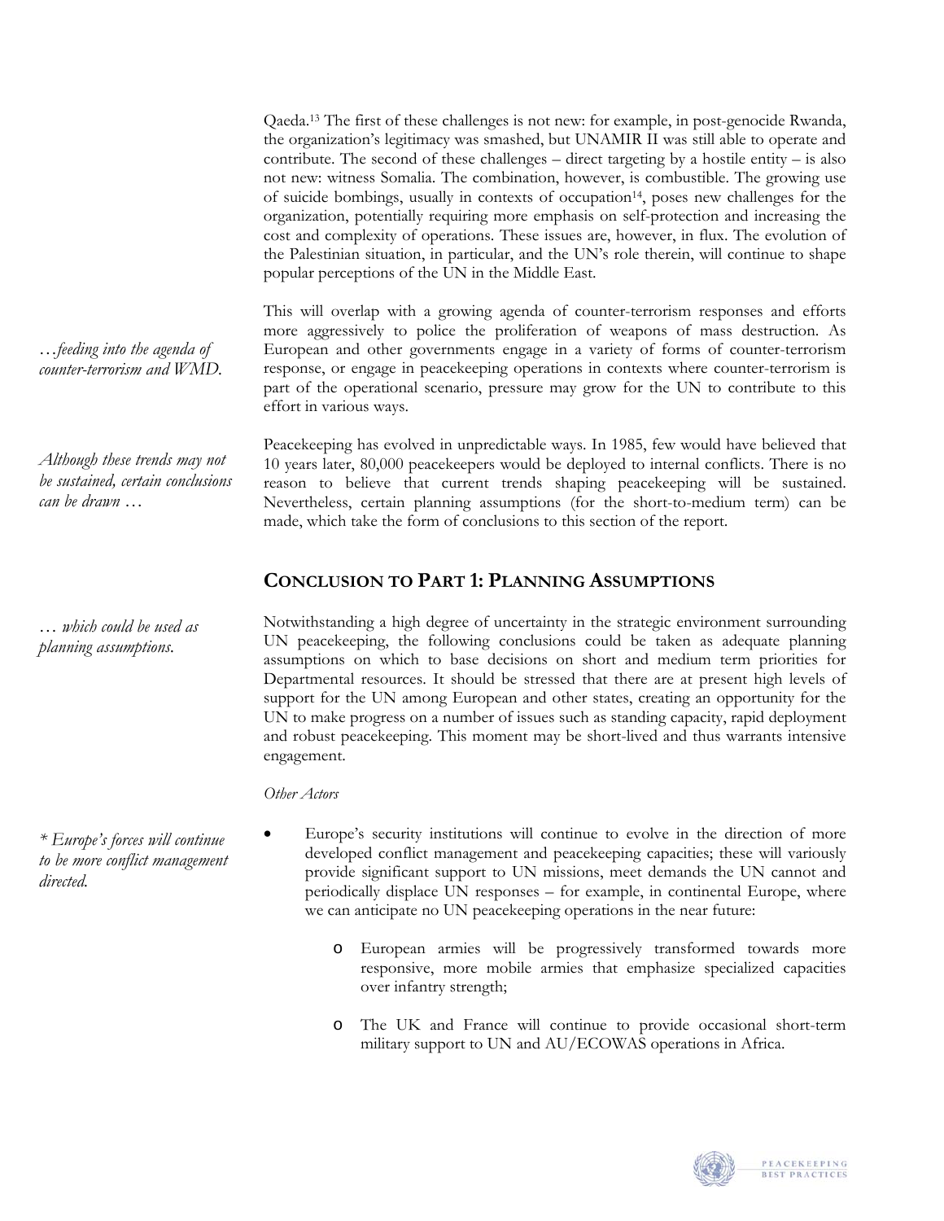Qaeda.[13] The first of these challenges is not new: for example, in post-genocide Rwanda, the organization's legitimacy was smashed, but UNAMIR II was still able to operate and contribute. The second of these challenges – direct targeting by a hostile entity – is also not new: witness Somalia. The combination, however, is combustible. The growing use of suicide bombings, usually in contexts of occupation[14], poses new challenges for the organization, potentially requiring more emphasis on self-protection and increasing the cost and complexity of operations. These issues are, however, in flux. The evolution of the Palestinian situation, in particular, and the UN's role therein, will continue to shape popular perceptions of the UN in the Middle East.

*…feeding into the agenda of counter-terrorism and WMD.*

This will overlap with a growing agenda of counter-terrorism responses and efforts more aggressively to police the proliferation of weapons of mass destruction. As European and other governments engage in a variety of forms of counter-terrorism response, or engage in peacekeeping operations in contexts where counter-terrorism is part of the operational scenario, pressure may grow for the UN to contribute to this effort in various ways.

*Although these trends may not be sustained, certain conclusions can be drawn …*

Peacekeeping has evolved in unpredictable ways. In 1985, few would have believed that 10 years later, 80,000 peacekeepers would be deployed to internal conflicts. There is no reason to believe that current trends shaping peacekeeping will be sustained. Nevertheless, certain planning assumptions (for the short-to-medium term) can be made, which take the form of conclusions to this section of the report.

## Conclusion to Part 1: Planning Assumptions

*… which could be used as planning assumptions.*

Notwithstanding a high degree of uncertainty in the strategic environment surrounding UN peacekeeping, the following conclusions could be taken as adequate planning assumptions on which to base decisions on short and medium term priorities for Departmental resources. It should be stressed that there are at present high levels of support for the UN among European and other states, creating an opportunity for the UN to make progress on a number of issues such as standing capacity, rapid deployment and robust peacekeeping. This moment may be short-lived and thus warrants intensive engagement.

*Other Actors*

*\* Europe's forces will continue to be more conflict management directed.*

- Europe's security institutions will continue to evolve in the direction of more developed conflict management and peacekeeping capacities; these will variously provide significant support to UN missions, meet demands the UN cannot and periodically displace UN responses – for example, in continental Europe, where we can anticipate no UN peacekeeping operations in the near future:
    - European armies will be progressively transformed towards more responsive, more mobile armies that emphasize specialized capacities over infantry strength;
    - The UK and France will continue to provide occasional short-term military support to UN and AU/ECOWAS operations in Africa.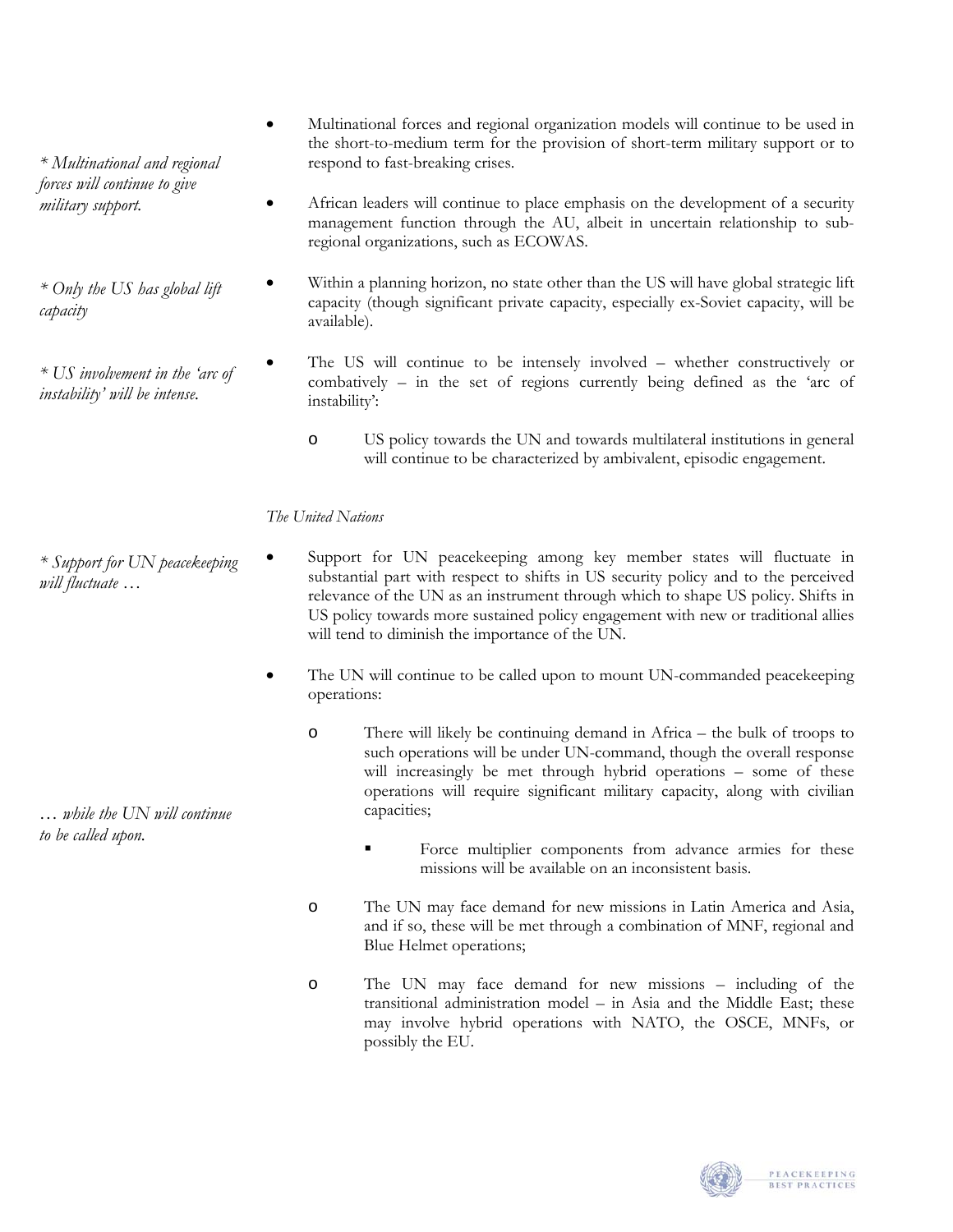*\* Multinational and regional forces will continue to give military support.*

- Multinational forces and regional organization models will continue to be used in the short-to-medium term for the provision of short-term military support or to respond to fast-breaking crises.

- African leaders will continue to place emphasis on the development of a security management function through the AU, albeit in uncertain relationship to sub-regional organizations, such as ECOWAS.

*\* Only the US has global lift capacity*

- Within a planning horizon, no state other than the US will have global strategic lift capacity (though significant private capacity, especially ex-Soviet capacity, will be available).

*\* US involvement in the 'arc of instability' will be intense.*

- The US will continue to be intensely involved – whether constructively or combatively – in the set of regions currently being defined as the 'arc of instability':
    - US policy towards the UN and towards multilateral institutions in general will continue to be characterized by ambivalent, episodic engagement.

*The United Nations*

*\* Support for UN peacekeeping will fluctuate …*

- Support for UN peacekeeping among key member states will fluctuate in substantial part with respect to shifts in US security policy and to the perceived relevance of the UN as an instrument through which to shape US policy. Shifts in US policy towards more sustained policy engagement with new or traditional allies will tend to diminish the importance of the UN.

*… while the UN will continue to be called upon.*

- The UN will continue to be called upon to mount UN-commanded peacekeeping operations:
    - There will likely be continuing demand in Africa – the bulk of troops to such operations will be under UN-command, though the overall response will increasingly be met through hybrid operations – some of these operations will require significant military capacity, along with civilian capacities;
        - Force multiplier components from advance armies for these missions will be available on an inconsistent basis.
    - The UN may face demand for new missions in Latin America and Asia, and if so, these will be met through a combination of MNF, regional and Blue Helmet operations;
    - The UN may face demand for new missions – including of the transitional administration model – in Asia and the Middle East; these may involve hybrid operations with NATO, the OSCE, MNFs, or possibly the EU.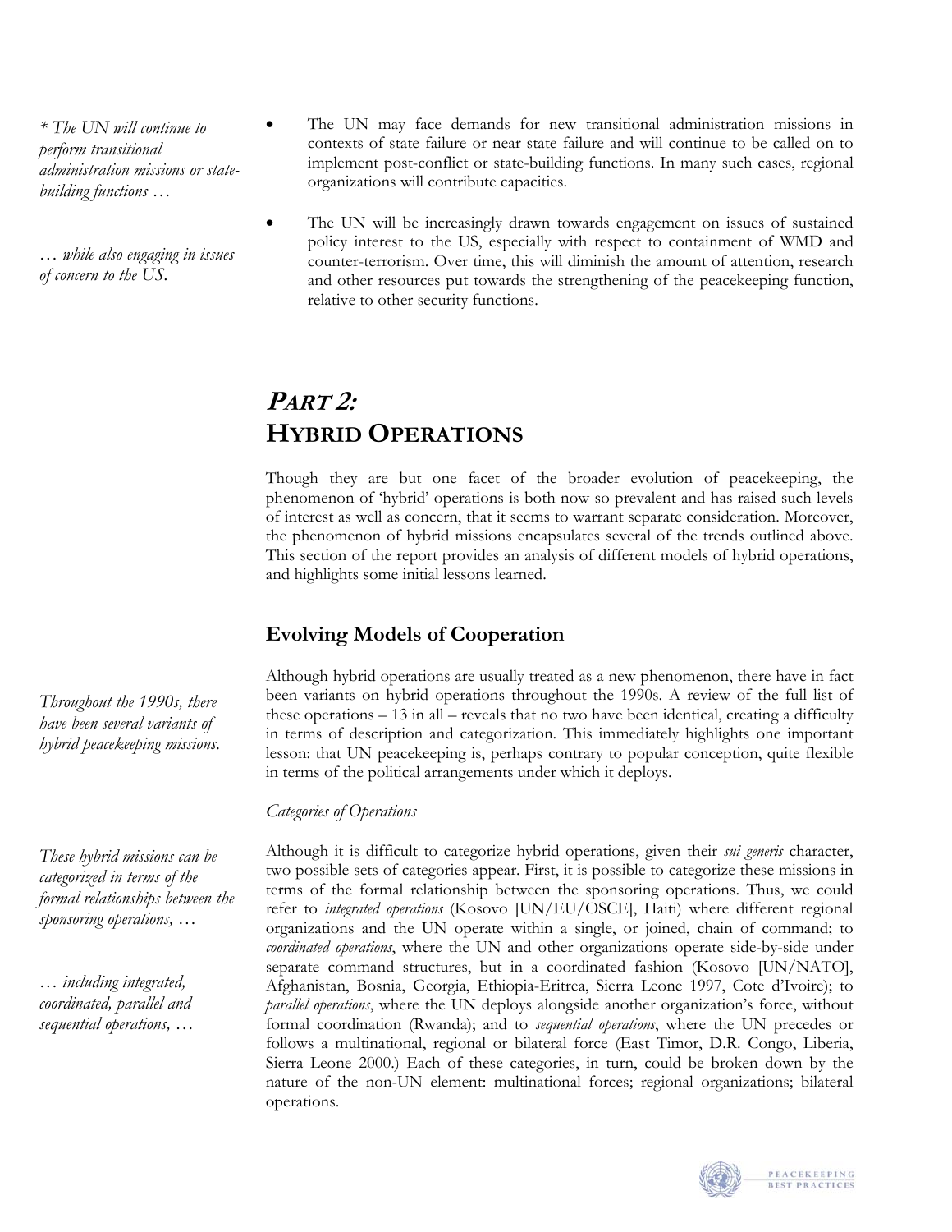*\* The UN will continue to perform transitional administration missions or state-building functions …*

- The UN may face demands for new transitional administration missions in contexts of state failure or near state failure and will continue to be called on to implement post-conflict or state-building functions. In many such cases, regional organizations will contribute capacities.

*… while also engaging in issues of concern to the US.*

- The UN will be increasingly drawn towards engagement on issues of sustained policy interest to the US, especially with respect to containment of WMD and counter-terrorism. Over time, this will diminish the amount of attention, research and other resources put towards the strengthening of the peacekeeping function, relative to other security functions.

# *PART 2:* HYBRID OPERATIONS

Though they are but one facet of the broader evolution of peacekeeping, the phenomenon of 'hybrid' operations is both now so prevalent and has raised such levels of interest as well as concern, that it seems to warrant separate consideration. Moreover, the phenomenon of hybrid missions encapsulates several of the trends outlined above. This section of the report provides an analysis of different models of hybrid operations, and highlights some initial lessons learned.

## Evolving Models of Cooperation

*Throughout the 1990s, there have been several variants of hybrid peacekeeping missions.*

Although hybrid operations are usually treated as a new phenomenon, there have in fact been variants on hybrid operations throughout the 1990s. A review of the full list of these operations – 13 in all – reveals that no two have been identical, creating a difficulty in terms of description and categorization. This immediately highlights one important lesson: that UN peacekeeping is, perhaps contrary to popular conception, quite flexible in terms of the political arrangements under which it deploys.

*Categories of Operations*

*These hybrid missions can be categorized in terms of the formal relationships between the sponsoring operations, …*

*… including integrated, coordinated, parallel and sequential operations, …*

Although it is difficult to categorize hybrid operations, given their *sui generis* character, two possible sets of categories appear. First, it is possible to categorize these missions in terms of the formal relationship between the sponsoring operations. Thus, we could refer to *integrated operations* (Kosovo [UN/EU/OSCE], Haiti) where different regional organizations and the UN operate within a single, or joined, chain of command; to *coordinated operations*, where the UN and other organizations operate side-by-side under separate command structures, but in a coordinated fashion (Kosovo [UN/NATO], Afghanistan, Bosnia, Georgia, Ethiopia-Eritrea, Sierra Leone 1997, Cote d'Ivoire); to *parallel operations*, where the UN deploys alongside another organization's force, without formal coordination (Rwanda); and to *sequential operations*, where the UN precedes or follows a multinational, regional or bilateral force (East Timor, D.R. Congo, Liberia, Sierra Leone 2000.) Each of these categories, in turn, could be broken down by the nature of the non-UN element: multinational forces; regional organizations; bilateral operations.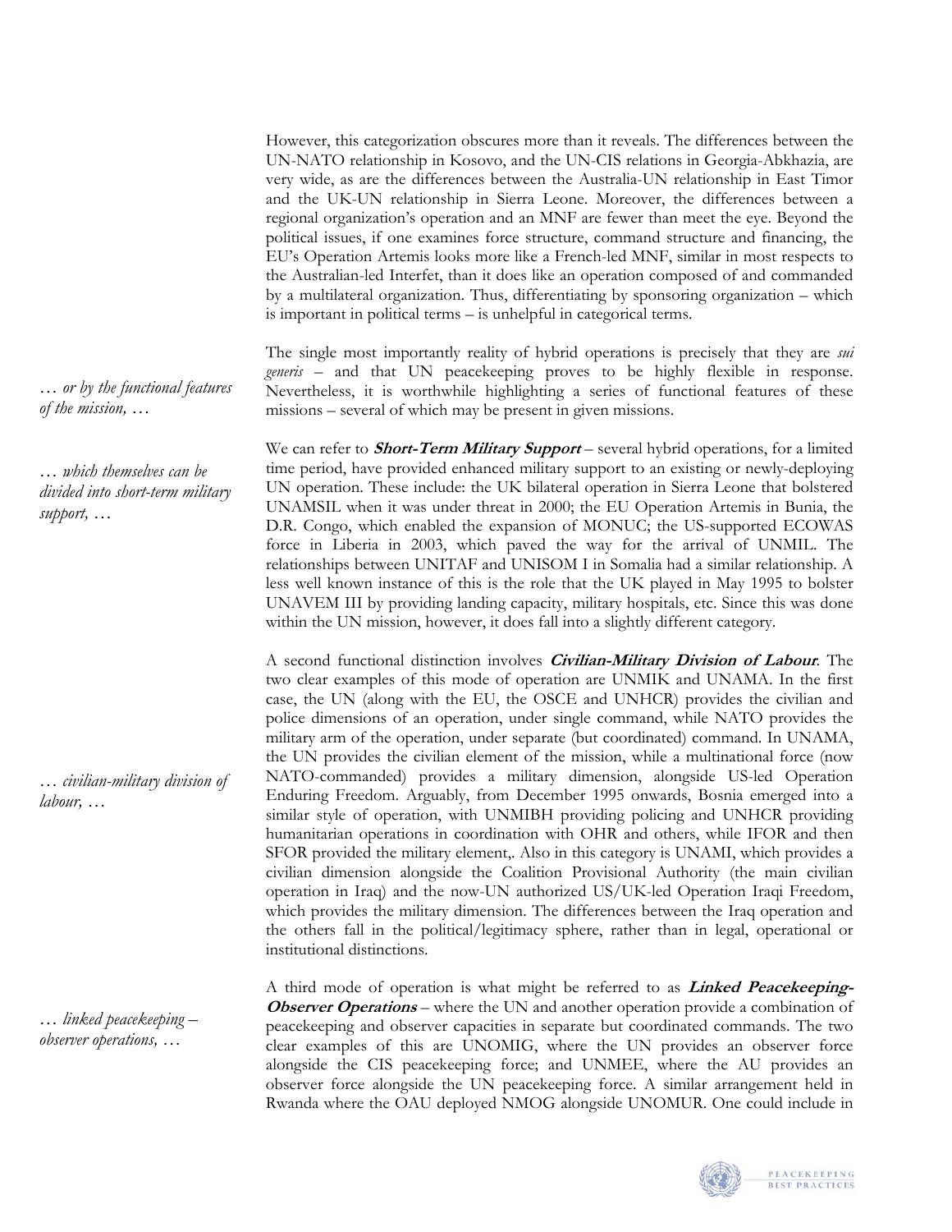However, this categorization obscures more than it reveals. The differences between the UN-NATO relationship in Kosovo, and the UN-CIS relations in Georgia-Abkhazia, are very wide, as are the differences between the Australia-UN relationship in East Timor and the UK-UN relationship in Sierra Leone. Moreover, the differences between a regional organization's operation and an MNF are fewer than meet the eye. Beyond the political issues, if one examines force structure, command structure and financing, the EU's Operation Artemis looks more like a French-led MNF, similar in most respects to the Australian-led Interfet, than it does like an operation composed of and commanded by a multilateral organization. Thus, differentiating by sponsoring organization – which is important in political terms – is unhelpful in categorical terms.

*… or by the functional features of the mission, …*

The single most importantly reality of hybrid operations is precisely that they are *sui generis* – and that UN peacekeeping proves to be highly flexible in response. Nevertheless, it is worthwhile highlighting a series of functional features of these missions – several of which may be present in given missions.

*… which themselves can be divided into short-term military support, …*

We can refer to ***Short-Term Military Support*** – several hybrid operations, for a limited time period, have provided enhanced military support to an existing or newly-deploying UN operation. These include: the UK bilateral operation in Sierra Leone that bolstered UNAMSIL when it was under threat in 2000; the EU Operation Artemis in Bunia, the D.R. Congo, which enabled the expansion of MONUC; the US-supported ECOWAS force in Liberia in 2003, which paved the way for the arrival of UNMIL. The relationships between UNITAF and UNISOM I in Somalia had a similar relationship. A less well known instance of this is the role that the UK played in May 1995 to bolster UNAVEM III by providing landing capacity, military hospitals, etc. Since this was done within the UN mission, however, it does fall into a slightly different category.

*… civilian-military division of labour, …*

A second functional distinction involves ***Civilian-Military Division of Labour***. The two clear examples of this mode of operation are UNMIK and UNAMA. In the first case, the UN (along with the EU, the OSCE and UNHCR) provides the civilian and police dimensions of an operation, under single command, while NATO provides the military arm of the operation, under separate (but coordinated) command. In UNAMA, the UN provides the civilian element of the mission, while a multinational force (now NATO-commanded) provides a military dimension, alongside US-led Operation Enduring Freedom. Arguably, from December 1995 onwards, Bosnia emerged into a similar style of operation, with UNMIBH providing policing and UNHCR providing humanitarian operations in coordination with OHR and others, while IFOR and then SFOR provided the military element,. Also in this category is UNAMI, which provides a civilian dimension alongside the Coalition Provisional Authority (the main civilian operation in Iraq) and the now-UN authorized US/UK-led Operation Iraqi Freedom, which provides the military dimension. The differences between the Iraq operation and the others fall in the political/legitimacy sphere, rather than in legal, operational or institutional distinctions.

*… linked peacekeeping – observer operations, …*

A third mode of operation is what might be referred to as ***Linked Peacekeeping-Observer Operations*** – where the UN and another operation provide a combination of peacekeeping and observer capacities in separate but coordinated commands. The two clear examples of this are UNOMIG, where the UN provides an observer force alongside the CIS peacekeeping force; and UNMEE, where the AU provides an observer force alongside the UN peacekeeping force. A similar arrangement held in Rwanda where the OAU deployed NMOG alongside UNOMUR. One could include in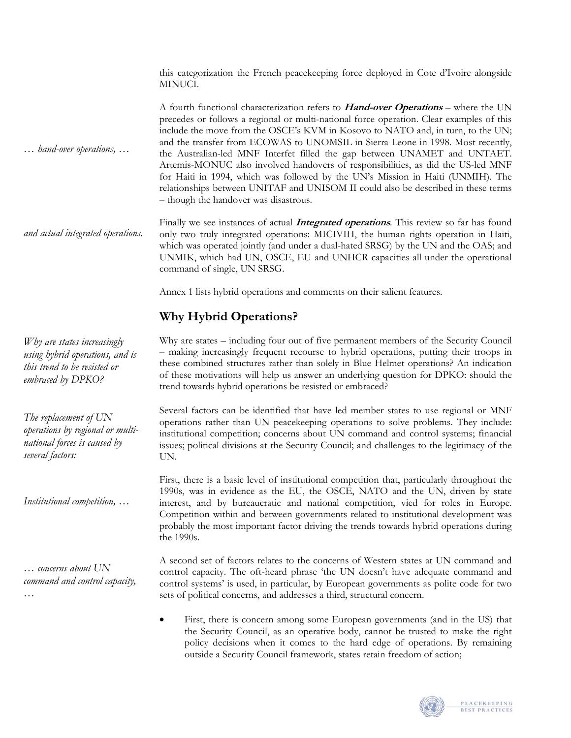this categorization the French peacekeeping force deployed in Cote d'Ivoire alongside MINUCI.

*… hand-over operations, …*

A fourth functional characterization refers to ***Hand-over Operations*** – where the UN precedes or follows a regional or multi-national force operation. Clear examples of this include the move from the OSCE's KVM in Kosovo to NATO and, in turn, to the UN; and the transfer from ECOWAS to UNOMSIL in Sierra Leone in 1998. Most recently, the Australian-led MNF Interfet filled the gap between UNAMET and UNTAET. Artemis-MONUC also involved handovers of responsibilities, as did the US-led MNF for Haiti in 1994, which was followed by the UN's Mission in Haiti (UNMIH). The relationships between UNITAF and UNISOM II could also be described in these terms – though the handover was disastrous.

*and actual integrated operations.*

Finally we see instances of actual ***Integrated operations***. This review so far has found only two truly integrated operations: MICIVIH, the human rights operation in Haiti, which was operated jointly (and under a dual-hated SRSG) by the UN and the OAS; and UNMIK, which had UN, OSCE, EU and UNHCR capacities all under the operational command of single, UN SRSG.

Annex 1 lists hybrid operations and comments on their salient features.

## Why Hybrid Operations?

*Why are states increasingly using hybrid operations, and is this trend to be resisted or embraced by DPKO?*

Why are states – including four out of five permanent members of the Security Council – making increasingly frequent recourse to hybrid operations, putting their troops in these combined structures rather than solely in Blue Helmet operations? An indication of these motivations will help us answer an underlying question for DPKO: should the trend towards hybrid operations be resisted or embraced?

*The replacement of UN operations by regional or multi-national forces is caused by several factors:*

Several factors can be identified that have led member states to use regional or MNF operations rather than UN peacekeeping operations to solve problems. They include: institutional competition; concerns about UN command and control systems; financial issues; political divisions at the Security Council; and challenges to the legitimacy of the UN.

*Institutional competition, …*

First, there is a basic level of institutional competition that, particularly throughout the 1990s, was in evidence as the EU, the OSCE, NATO and the UN, driven by state interest, and by bureaucratic and national competition, vied for roles in Europe. Competition within and between governments related to institutional development was probably the most important factor driving the trends towards hybrid operations during the 1990s.

*… concerns about UN command and control capacity, …*

A second set of factors relates to the concerns of Western states at UN command and control capacity. The oft-heard phrase 'the UN doesn't have adequate command and control systems' is used, in particular, by European governments as polite code for two sets of political concerns, and addresses a third, structural concern.

- First, there is concern among some European governments (and in the US) that the Security Council, as an operative body, cannot be trusted to make the right policy decisions when it comes to the hard edge of operations. By remaining outside a Security Council framework, states retain freedom of action;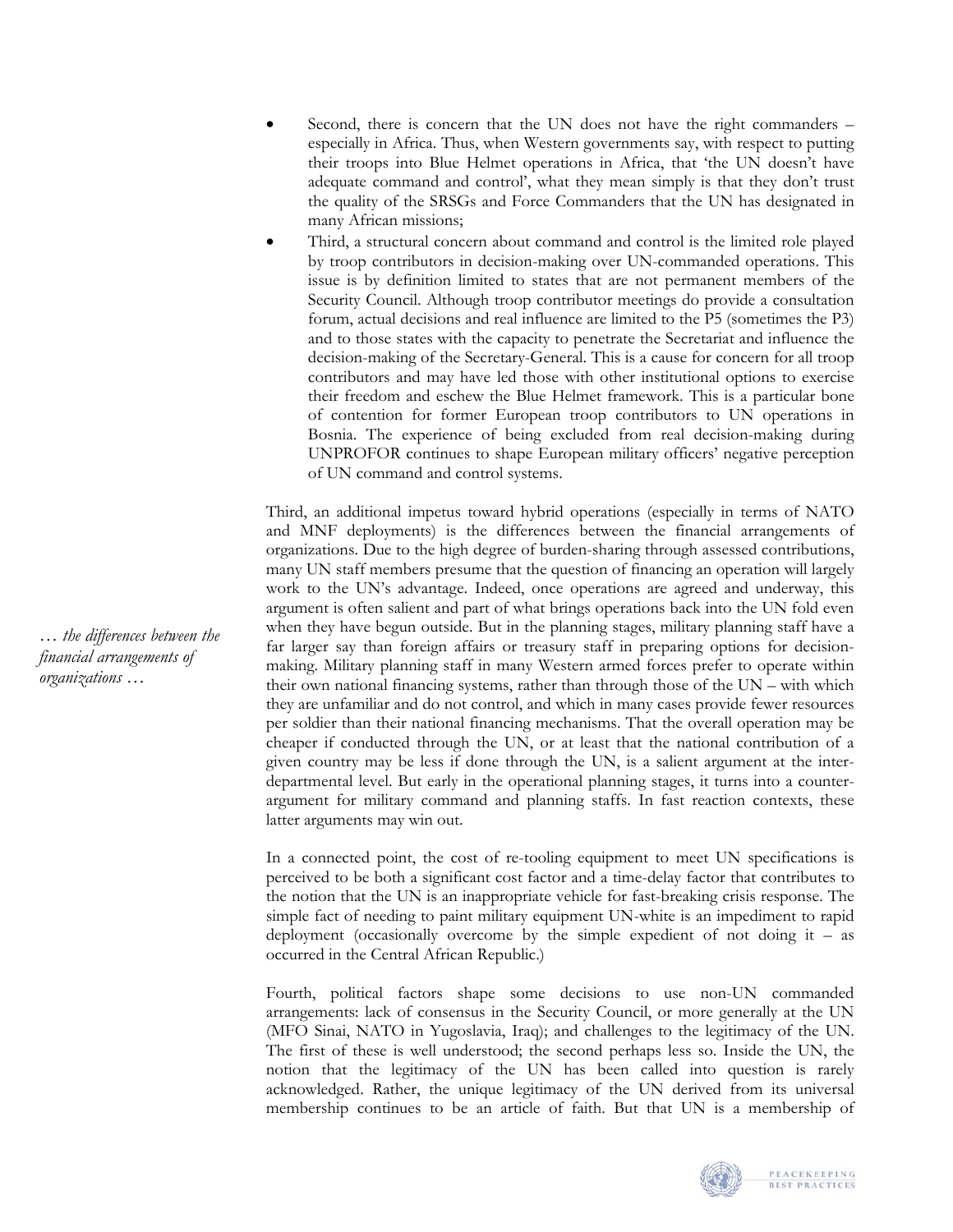- Second, there is concern that the UN does not have the right commanders – especially in Africa. Thus, when Western governments say, with respect to putting their troops into Blue Helmet operations in Africa, that 'the UN doesn't have adequate command and control', what they mean simply is that they don't trust the quality of the SRSGs and Force Commanders that the UN has designated in many African missions;
- Third, a structural concern about command and control is the limited role played by troop contributors in decision-making over UN-commanded operations. This issue is by definition limited to states that are not permanent members of the Security Council. Although troop contributor meetings do provide a consultation forum, actual decisions and real influence are limited to the P5 (sometimes the P3) and to those states with the capacity to penetrate the Secretariat and influence the decision-making of the Secretary-General. This is a cause for concern for all troop contributors and may have led those with other institutional options to exercise their freedom and eschew the Blue Helmet framework. This is a particular bone of contention for former European troop contributors to UN operations in Bosnia. The experience of being excluded from real decision-making during UNPROFOR continues to shape European military officers' negative perception of UN command and control systems.

Third, an additional impetus toward hybrid operations (especially in terms of NATO and MNF deployments) is the differences between the financial arrangements of organizations. Due to the high degree of burden-sharing through assessed contributions, many UN staff members presume that the question of financing an operation will largely work to the UN's advantage. Indeed, once operations are agreed and underway, this argument is often salient and part of what brings operations back into the UN fold even when they have begun outside. But in the planning stages, military planning staff have a far larger say than foreign affairs or treasury staff in preparing options for decision-making. Military planning staff in many Western armed forces prefer to operate within their own national financing systems, rather than through those of the UN – with which they are unfamiliar and do not control, and which in many cases provide fewer resources per soldier than their national financing mechanisms. That the overall operation may be cheaper if conducted through the UN, or at least that the national contribution of a given country may be less if done through the UN, is a salient argument at the inter-departmental level. But early in the operational planning stages, it turns into a counter-argument for military command and planning staffs. In fast reaction contexts, these latter arguments may win out.

*… the differences between the financial arrangements of organizations …*

In a connected point, the cost of re-tooling equipment to meet UN specifications is perceived to be both a significant cost factor and a time-delay factor that contributes to the notion that the UN is an inappropriate vehicle for fast-breaking crisis response. The simple fact of needing to paint military equipment UN-white is an impediment to rapid deployment (occasionally overcome by the simple expedient of not doing it – as occurred in the Central African Republic.)

Fourth, political factors shape some decisions to use non-UN commanded arrangements: lack of consensus in the Security Council, or more generally at the UN (MFO Sinai, NATO in Yugoslavia, Iraq); and challenges to the legitimacy of the UN. The first of these is well understood; the second perhaps less so. Inside the UN, the notion that the legitimacy of the UN has been called into question is rarely acknowledged. Rather, the unique legitimacy of the UN derived from its universal membership continues to be an article of faith. But that UN is a membership of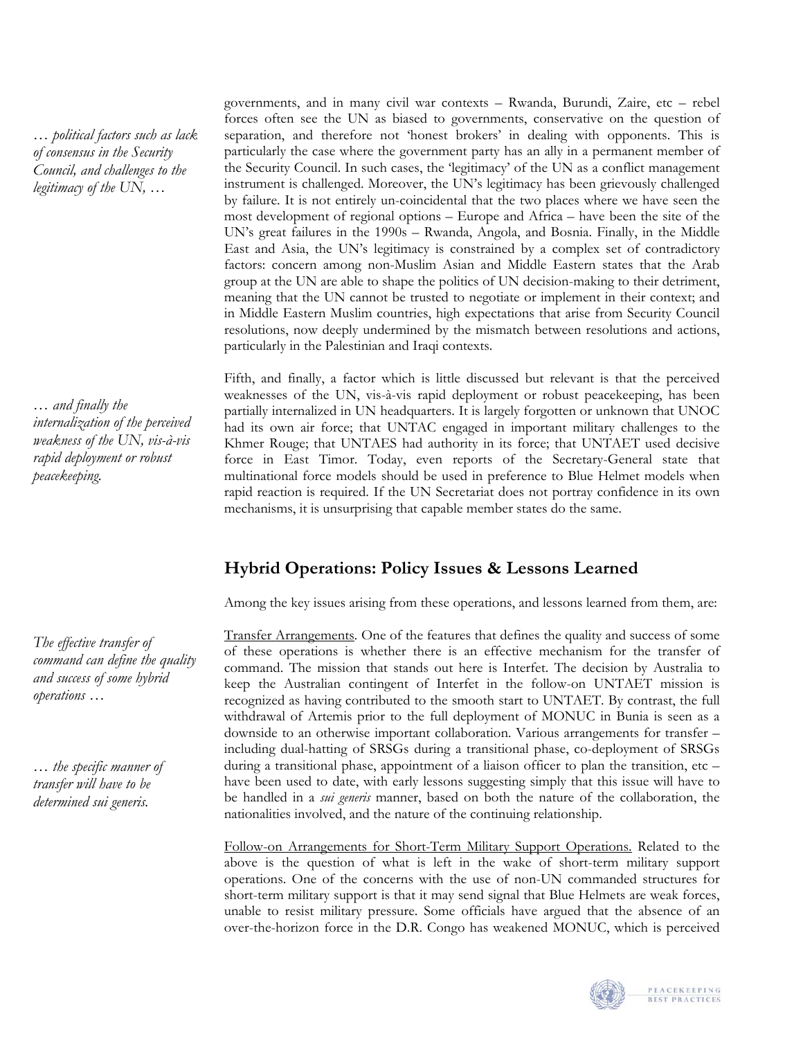*… political factors such as lack of consensus in the Security Council, and challenges to the legitimacy of the UN, …*

governments, and in many civil war contexts – Rwanda, Burundi, Zaire, etc – rebel forces often see the UN as biased to governments, conservative on the question of separation, and therefore not 'honest brokers' in dealing with opponents. This is particularly the case where the government party has an ally in a permanent member of the Security Council. In such cases, the 'legitimacy' of the UN as a conflict management instrument is challenged. Moreover, the UN's legitimacy has been grievously challenged by failure. It is not entirely un-coincidental that the two places where we have seen the most development of regional options – Europe and Africa – have been the site of the UN's great failures in the 1990s – Rwanda, Angola, and Bosnia. Finally, in the Middle East and Asia, the UN's legitimacy is constrained by a complex set of contradictory factors: concern among non-Muslim Asian and Middle Eastern states that the Arab group at the UN are able to shape the politics of UN decision-making to their detriment, meaning that the UN cannot be trusted to negotiate or implement in their context; and in Middle Eastern Muslim countries, high expectations that arise from Security Council resolutions, now deeply undermined by the mismatch between resolutions and actions, particularly in the Palestinian and Iraqi contexts.

*… and finally the internalization of the perceived weakness of the UN, vis-à-vis rapid deployment or robust peacekeeping.*

Fifth, and finally, a factor which is little discussed but relevant is that the perceived weaknesses of the UN, vis-à-vis rapid deployment or robust peacekeeping, has been partially internalized in UN headquarters. It is largely forgotten or unknown that UNOC had its own air force; that UNTAC engaged in important military challenges to the Khmer Rouge; that UNTAES had authority in its force; that UNTAET used decisive force in East Timor. Today, even reports of the Secretary-General state that multinational force models should be used in preference to Blue Helmet models when rapid reaction is required. If the UN Secretariat does not portray confidence in its own mechanisms, it is unsurprising that capable member states do the same.

## Hybrid Operations: Policy Issues & Lessons Learned

Among the key issues arising from these operations, and lessons learned from them, are:

*The effective transfer of command can define the quality and success of some hybrid operations …*

*… the specific manner of transfer will have to be determined sui generis.*

Transfer Arrangements. One of the features that defines the quality and success of some of these operations is whether there is an effective mechanism for the transfer of command. The mission that stands out here is Interfet. The decision by Australia to keep the Australian contingent of Interfet in the follow-on UNTAET mission is recognized as having contributed to the smooth start to UNTAET. By contrast, the full withdrawal of Artemis prior to the full deployment of MONUC in Bunia is seen as a downside to an otherwise important collaboration. Various arrangements for transfer – including dual-hatting of SRSGs during a transitional phase, co-deployment of SRSGs during a transitional phase, appointment of a liaison officer to plan the transition, etc – have been used to date, with early lessons suggesting simply that this issue will have to be handled in a *sui generis* manner, based on both the nature of the collaboration, the nationalities involved, and the nature of the continuing relationship.

Follow-on Arrangements for Short-Term Military Support Operations. Related to the above is the question of what is left in the wake of short-term military support operations. One of the concerns with the use of non-UN commanded structures for short-term military support is that it may send signal that Blue Helmets are weak forces, unable to resist military pressure. Some officials have argued that the absence of an over-the-horizon force in the D.R. Congo has weakened MONUC, which is perceived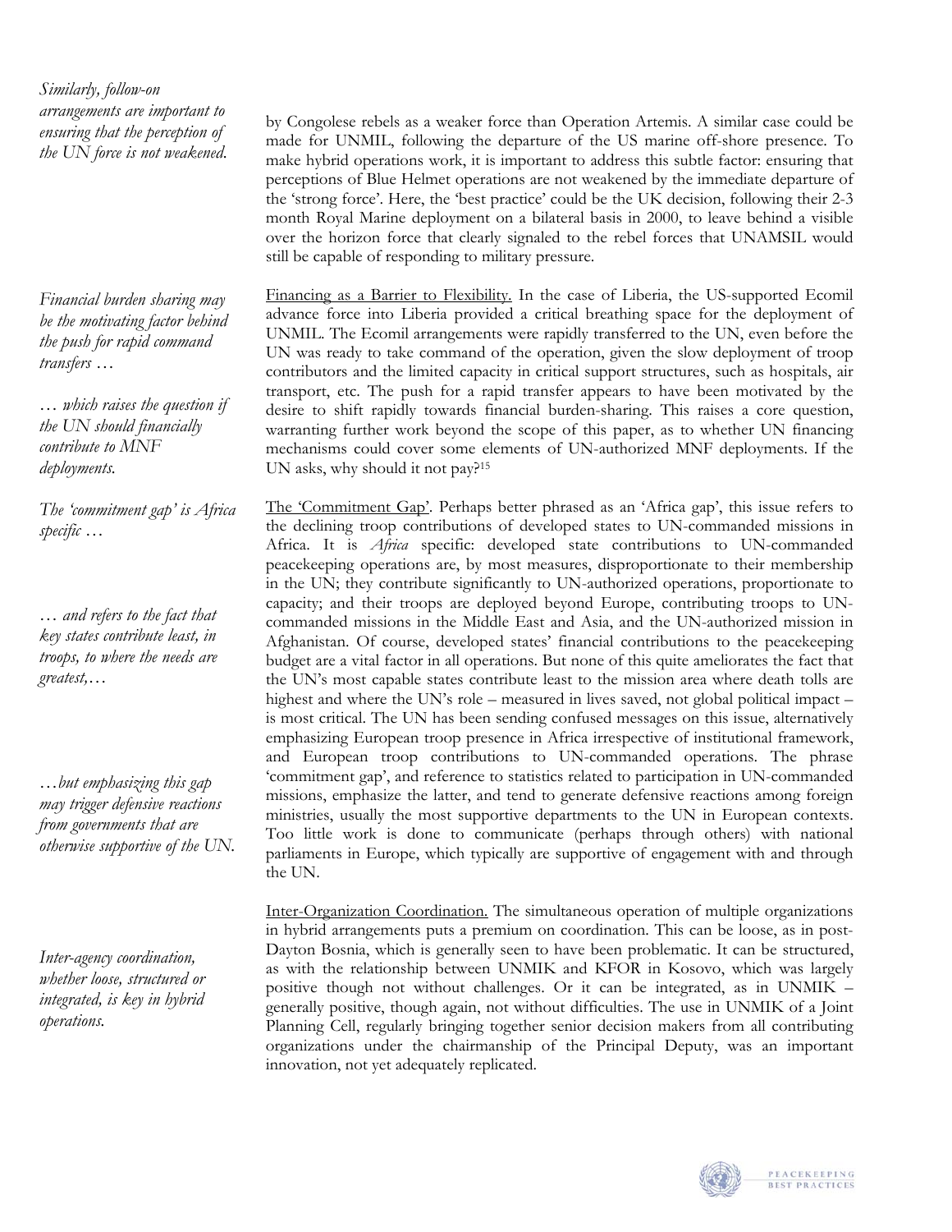*Similarly, follow-on arrangements are important to ensuring that the perception of the UN force is not weakened.*

by Congolese rebels as a weaker force than Operation Artemis. A similar case could be made for UNMIL, following the departure of the US marine off-shore presence. To make hybrid operations work, it is important to address this subtle factor: ensuring that perceptions of Blue Helmet operations are not weakened by the immediate departure of the 'strong force'. Here, the 'best practice' could be the UK decision, following their 2-3 month Royal Marine deployment on a bilateral basis in 2000, to leave behind a visible over the horizon force that clearly signaled to the rebel forces that UNAMSIL would still be capable of responding to military pressure.

*Financial burden sharing may be the motivating factor behind the push for rapid command transfers …*

*… which raises the question if the UN should financially contribute to MNF deployments.*

<u>Financing as a Barrier to Flexibility.</u> In the case of Liberia, the US-supported Ecomil advance force into Liberia provided a critical breathing space for the deployment of UNMIL. The Ecomil arrangements were rapidly transferred to the UN, even before the UN was ready to take command of the operation, given the slow deployment of troop contributors and the limited capacity in critical support structures, such as hospitals, air transport, etc. The push for a rapid transfer appears to have been motivated by the desire to shift rapidly towards financial burden-sharing. This raises a core question, warranting further work beyond the scope of this paper, as to whether UN financing mechanisms could cover some elements of UN-authorized MNF deployments. If the UN asks, why should it not pay?[15]

*The 'commitment gap' is Africa specific …*

*… and refers to the fact that key states contribute least, in troops, to where the needs are greatest,…*

*…but emphasizing this gap may trigger defensive reactions from governments that are otherwise supportive of the UN.*

<u>The 'Commitment Gap'.</u> Perhaps better phrased as an 'Africa gap', this issue refers to the declining troop contributions of developed states to UN-commanded missions in Africa. It is *Africa* specific: developed state contributions to UN-commanded peacekeeping operations are, by most measures, disproportionate to their membership in the UN; they contribute significantly to UN-authorized operations, proportionate to capacity; and their troops are deployed beyond Europe, contributing troops to UN-commanded missions in the Middle East and Asia, and the UN-authorized mission in Afghanistan. Of course, developed states' financial contributions to the peacekeeping budget are a vital factor in all operations. But none of this quite ameliorates the fact that the UN's most capable states contribute least to the mission area where death tolls are highest and where the UN's role – measured in lives saved, not global political impact – is most critical. The UN has been sending confused messages on this issue, alternatively emphasizing European troop presence in Africa irrespective of institutional framework, and European troop contributions to UN-commanded operations. The phrase 'commitment gap', and reference to statistics related to participation in UN-commanded missions, emphasize the latter, and tend to generate defensive reactions among foreign ministries, usually the most supportive departments to the UN in European contexts. Too little work is done to communicate (perhaps through others) with national parliaments in Europe, which typically are supportive of engagement with and through the UN.

*Inter-agency coordination, whether loose, structured or integrated, is key in hybrid operations.*

<u>Inter-Organization Coordination.</u> The simultaneous operation of multiple organizations in hybrid arrangements puts a premium on coordination. This can be loose, as in post-Dayton Bosnia, which is generally seen to have been problematic. It can be structured, as with the relationship between UNMIK and KFOR in Kosovo, which was largely positive though not without challenges. Or it can be integrated, as in UNMIK – generally positive, though again, not without difficulties. The use in UNMIK of a Joint Planning Cell, regularly bringing together senior decision makers from all contributing organizations under the chairmanship of the Principal Deputy, was an important innovation, not yet adequately replicated.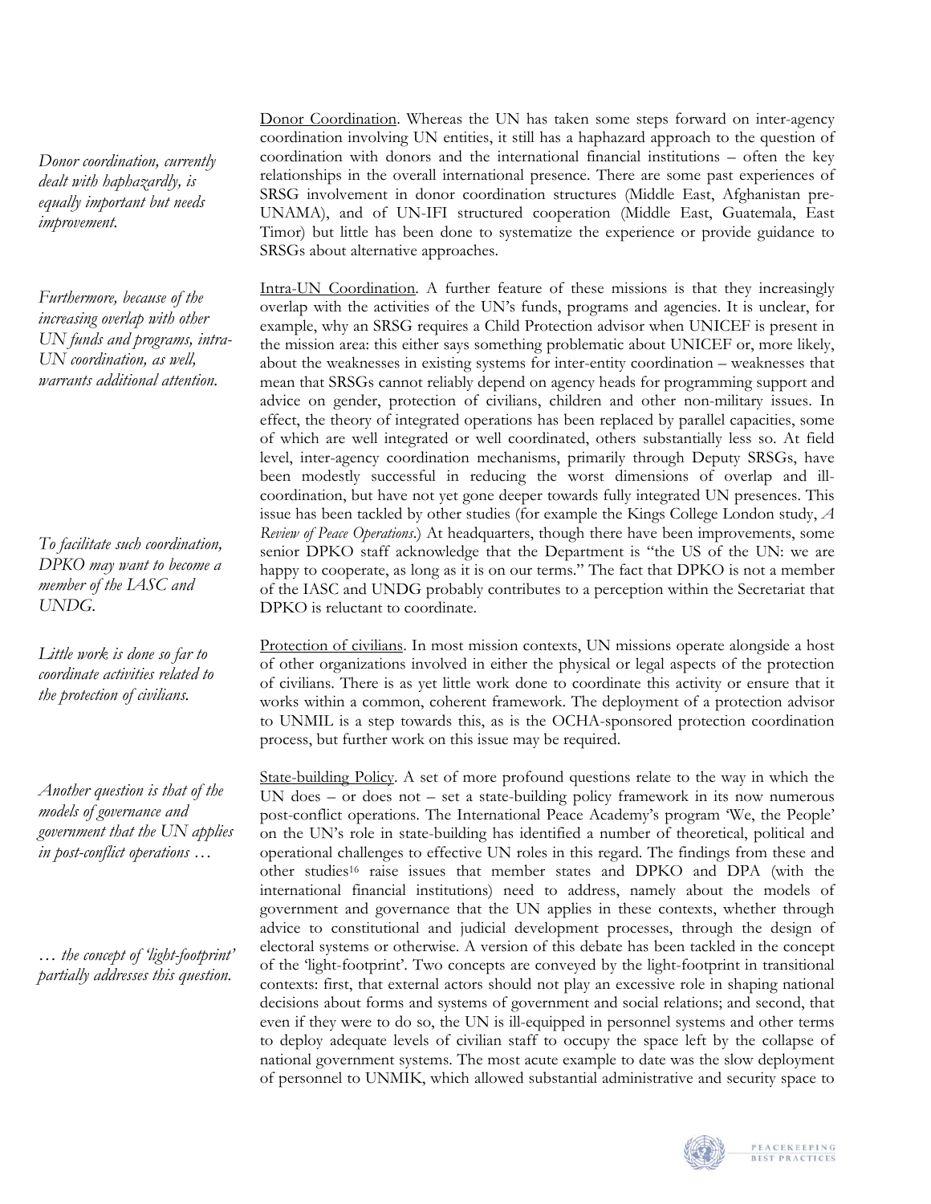*Donor coordination, currently dealt with haphazardly, is equally important but needs improvement.*

Donor Coordination. Whereas the UN has taken some steps forward on inter-agency coordination involving UN entities, it still has a haphazard approach to the question of coordination with donors and the international financial institutions – often the key relationships in the overall international presence. There are some past experiences of SRSG involvement in donor coordination structures (Middle East, Afghanistan pre-UNAMA), and of UN-IFI structured cooperation (Middle East, Guatemala, East Timor) but little has been done to systematize the experience or provide guidance to SRSGs about alternative approaches.

*Furthermore, because of the increasing overlap with other UN funds and programs, intra-UN coordination, as well, warrants additional attention.*

Intra-UN Coordination. A further feature of these missions is that they increasingly overlap with the activities of the UN's funds, programs and agencies. It is unclear, for example, why an SRSG requires a Child Protection advisor when UNICEF is present in the mission area: this either says something problematic about UNICEF or, more likely, about the weaknesses in existing systems for inter-entity coordination – weaknesses that mean that SRSGs cannot reliably depend on agency heads for programming support and advice on gender, protection of civilians, children and other non-military issues. In effect, the theory of integrated operations has been replaced by parallel capacities, some of which are well integrated or well coordinated, others substantially less so. At field level, inter-agency coordination mechanisms, primarily through Deputy SRSGs, have been modestly successful in reducing the worst dimensions of overlap and ill-coordination, but have not yet gone deeper towards fully integrated UN presences. This issue has been tackled by other studies (for example the Kings College London study, *A Review of Peace Operations*.) At headquarters, though there have been improvements, some senior DPKO staff acknowledge that the Department is "the US of the UN: we are happy to cooperate, as long as it is on our terms." The fact that DPKO is not a member of the IASC and UNDG probably contributes to a perception within the Secretariat that DPKO is reluctant to coordinate.

*To facilitate such coordination, DPKO may want to become a member of the IASC and UNDG.*

*Little work is done so far to coordinate activities related to the protection of civilians.*

Protection of civilians. In most mission contexts, UN missions operate alongside a host of other organizations involved in either the physical or legal aspects of the protection of civilians. There is as yet little work done to coordinate this activity or ensure that it works within a common, coherent framework. The deployment of a protection advisor to UNMIL is a step towards this, as is the OCHA-sponsored protection coordination process, but further work on this issue may be required.

*Another question is that of the models of governance and government that the UN applies in post-conflict operations …*

*… the concept of 'light-footprint' partially addresses this question.*

State-building Policy. A set of more profound questions relate to the way in which the UN does – or does not – set a state-building policy framework in its now numerous post-conflict operations. The International Peace Academy's program 'We, the People' on the UN's role in state-building has identified a number of theoretical, political and operational challenges to effective UN roles in this regard. The findings from these and other studies[16] raise issues that member states and DPKO and DPA (with the international financial institutions) need to address, namely about the models of government and governance that the UN applies in these contexts, whether through advice to constitutional and judicial development processes, through the design of electoral systems or otherwise. A version of this debate has been tackled in the concept of the 'light-footprint'. Two concepts are conveyed by the light-footprint in transitional contexts: first, that external actors should not play an excessive role in shaping national decisions about forms and systems of government and social relations; and second, that even if they were to do so, the UN is ill-equipped in personnel systems and other terms to deploy adequate levels of civilian staff to occupy the space left by the collapse of national government systems. The most acute example to date was the slow deployment of personnel to UNMIK, which allowed substantial administrative and security space to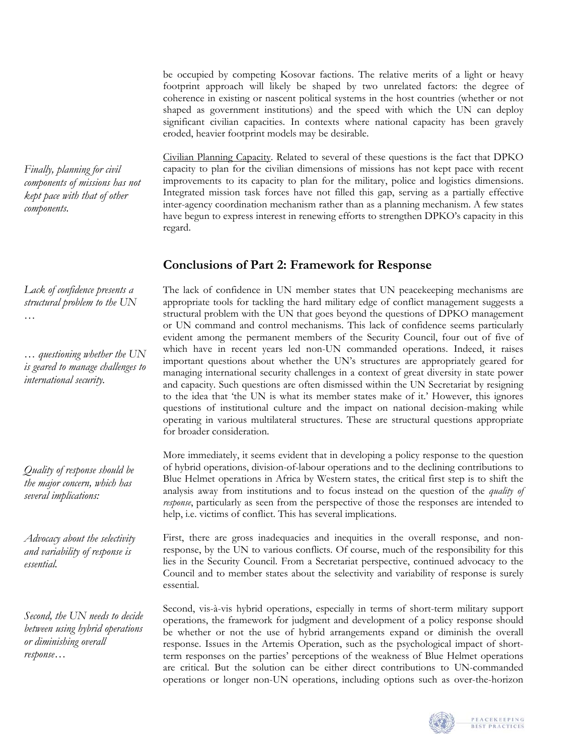be occupied by competing Kosovar factions. The relative merits of a light or heavy footprint approach will likely be shaped by two unrelated factors: the degree of coherence in existing or nascent political systems in the host countries (whether or not shaped as government institutions) and the speed with which the UN can deploy significant civilian capacities. In contexts where national capacity has been gravely eroded, heavier footprint models may be desirable.

*Finally, planning for civil components of missions has not kept pace with that of other components.*

Civilian Planning Capacity. Related to several of these questions is the fact that DPKO capacity to plan for the civilian dimensions of missions has not kept pace with recent improvements to its capacity to plan for the military, police and logistics dimensions. Integrated mission task forces have not filled this gap, serving as a partially effective inter-agency coordination mechanism rather than as a planning mechanism. A few states have begun to express interest in renewing efforts to strengthen DPKO's capacity in this regard.

## Conclusions of Part 2: Framework for Response

*Lack of confidence presents a structural problem to the UN …*

*… questioning whether the UN is geared to manage challenges to international security.*

The lack of confidence in UN member states that UN peacekeeping mechanisms are appropriate tools for tackling the hard military edge of conflict management suggests a structural problem with the UN that goes beyond the questions of DPKO management or UN command and control mechanisms. This lack of confidence seems particularly evident among the permanent members of the Security Council, four out of five of which have in recent years led non-UN commanded operations. Indeed, it raises important questions about whether the UN's structures are appropriately geared for managing international security challenges in a context of great diversity in state power and capacity. Such questions are often dismissed within the UN Secretariat by resigning to the idea that 'the UN is what its member states make of it.' However, this ignores questions of institutional culture and the impact on national decision-making while operating in various multilateral structures. These are structural questions appropriate for broader consideration.

*Quality of response should be the major concern, which has several implications:*

More immediately, it seems evident that in developing a policy response to the question of hybrid operations, division-of-labour operations and to the declining contributions to Blue Helmet operations in Africa by Western states, the critical first step is to shift the analysis away from institutions and to focus instead on the question of the *quality of response*, particularly as seen from the perspective of those the responses are intended to help, i.e. victims of conflict. This has several implications.

*Advocacy about the selectivity and variability of response is essential.*

First, there are gross inadequacies and inequities in the overall response, and non-response, by the UN to various conflicts. Of course, much of the responsibility for this lies in the Security Council. From a Secretariat perspective, continued advocacy to the Council and to member states about the selectivity and variability of response is surely essential.

*Second, the UN needs to decide between using hybrid operations or diminishing overall response…*

Second, vis-à-vis hybrid operations, especially in terms of short-term military support operations, the framework for judgment and development of a policy response should be whether or not the use of hybrid arrangements expand or diminish the overall response. Issues in the Artemis Operation, such as the psychological impact of short-term responses on the parties' perceptions of the weakness of Blue Helmet operations are critical. But the solution can be either direct contributions to UN-commanded operations or longer non-UN operations, including options such as over-the-horizon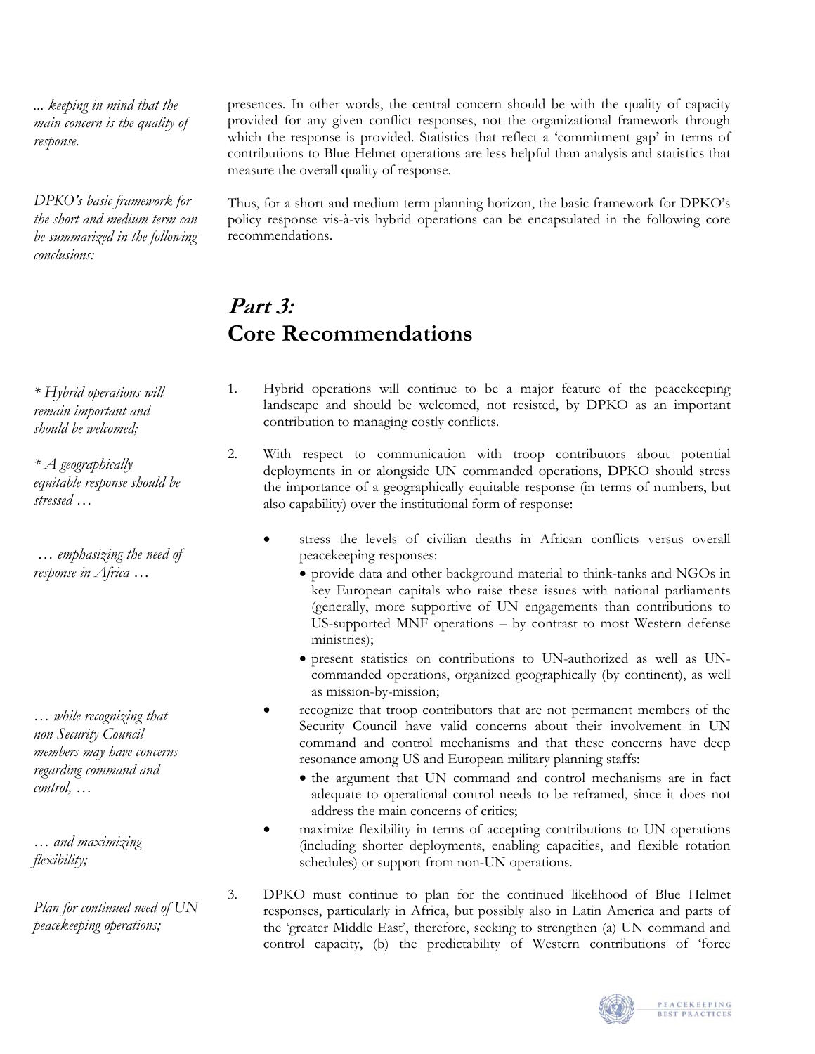*... keeping in mind that the main concern is the quality of response.*

presences. In other words, the central concern should be with the quality of capacity provided for any given conflict responses, not the organizational framework through which the response is provided. Statistics that reflect a 'commitment gap' in terms of contributions to Blue Helmet operations are less helpful than analysis and statistics that measure the overall quality of response.

*DPKO's basic framework for the short and medium term can be summarized in the following conclusions:*

Thus, for a short and medium term planning horizon, the basic framework for DPKO's policy response vis-à-vis hybrid operations can be encapsulated in the following core recommendations.

## *Part 3:* Core Recommendations

*\* Hybrid operations will remain important and should be welcomed;*

1. Hybrid operations will continue to be a major feature of the peacekeeping landscape and should be welcomed, not resisted, by DPKO as an important contribution to managing costly conflicts.

*\* A geographically equitable response should be stressed …*

2. With respect to communication with troop contributors about potential deployments in or alongside UN commanded operations, DPKO should stress the importance of a geographically equitable response (in terms of numbers, but also capability) over the institutional form of response:

*… emphasizing the need of response in Africa …*

   - stress the levels of civilian deaths in African conflicts versus overall peacekeeping responses:
     - provide data and other background material to think-tanks and NGOs in key European capitals who raise these issues with national parliaments (generally, more supportive of UN engagements than contributions to US-supported MNF operations – by contrast to most Western defense ministries);
     - present statistics on contributions to UN-authorized as well as UN-commanded operations, organized geographically (by continent), as well as mission-by-mission;

*… while recognizing that non Security Council members may have concerns regarding command and control, …*

   - recognize that troop contributors that are not permanent members of the Security Council have valid concerns about their involvement in UN command and control mechanisms and that these concerns have deep resonance among US and European military planning staffs:
     - the argument that UN command and control mechanisms are in fact adequate to operational control needs to be reframed, since it does not address the main concerns of critics;

*… and maximizing flexibility;*

   - maximize flexibility in terms of accepting contributions to UN operations (including shorter deployments, enabling capacities, and flexible rotation schedules) or support from non-UN operations.

*Plan for continued need of UN peacekeeping operations;*

3. DPKO must continue to plan for the continued likelihood of Blue Helmet responses, particularly in Africa, but possibly also in Latin America and parts of the 'greater Middle East', therefore, seeking to strengthen (a) UN command and control capacity, (b) the predictability of Western contributions of 'force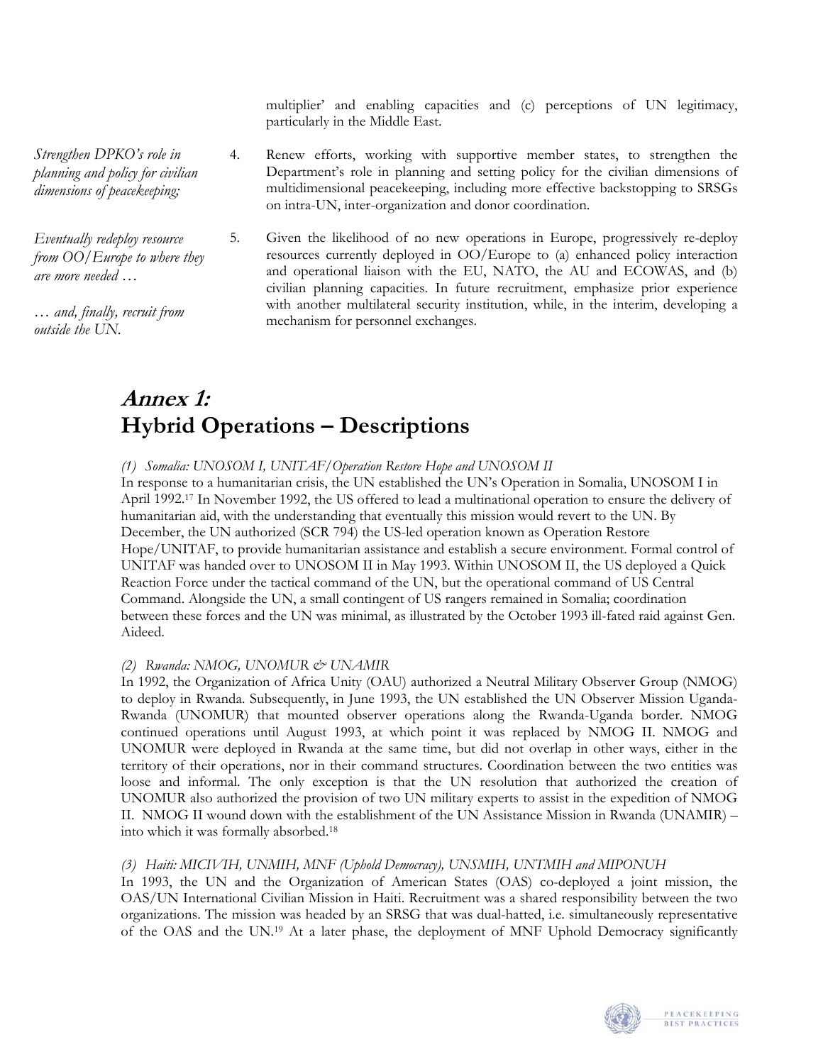multiplier' and enabling capacities and (c) perceptions of UN legitimacy, particularly in the Middle East.

*Strengthen DPKO's role in planning and policy for civilian dimensions of peacekeeping;*

4. Renew efforts, working with supportive member states, to strengthen the Department's role in planning and setting policy for the civilian dimensions of multidimensional peacekeeping, including more effective backstopping to SRSGs on intra-UN, inter-organization and donor coordination.

*Eventually redeploy resource from OO/Europe to where they are more needed …*

*… and, finally, recruit from outside the UN.*

5. Given the likelihood of no new operations in Europe, progressively re-deploy resources currently deployed in OO/Europe to (a) enhanced policy interaction and operational liaison with the EU, NATO, the AU and ECOWAS, and (b) civilian planning capacities. In future recruitment, emphasize prior experience with another multilateral security institution, while, in the interim, developing a mechanism for personnel exchanges.

# *Annex 1:* Hybrid Operations – Descriptions

*(1) Somalia: UNOSOM I, UNITAF/Operation Restore Hope and UNOSOM II*

In response to a humanitarian crisis, the UN established the UN's Operation in Somalia, UNOSOM I in April 1992.[17] In November 1992, the US offered to lead a multinational operation to ensure the delivery of humanitarian aid, with the understanding that eventually this mission would revert to the UN. By December, the UN authorized (SCR 794) the US-led operation known as Operation Restore Hope/UNITAF, to provide humanitarian assistance and establish a secure environment. Formal control of UNITAF was handed over to UNOSOM II in May 1993. Within UNOSOM II, the US deployed a Quick Reaction Force under the tactical command of the UN, but the operational command of US Central Command. Alongside the UN, a small contingent of US rangers remained in Somalia; coordination between these forces and the UN was minimal, as illustrated by the October 1993 ill-fated raid against Gen. Aideed.

*(2) Rwanda: NMOG, UNOMUR & UNAMIR*

In 1992, the Organization of Africa Unity (OAU) authorized a Neutral Military Observer Group (NMOG) to deploy in Rwanda. Subsequently, in June 1993, the UN established the UN Observer Mission Uganda-Rwanda (UNOMUR) that mounted observer operations along the Rwanda-Uganda border. NMOG continued operations until August 1993, at which point it was replaced by NMOG II. NMOG and UNOMUR were deployed in Rwanda at the same time, but did not overlap in other ways, either in the territory of their operations, nor in their command structures. Coordination between the two entities was loose and informal. The only exception is that the UN resolution that authorized the creation of UNOMUR also authorized the provision of two UN military experts to assist in the expedition of NMOG II. NMOG II wound down with the establishment of the UN Assistance Mission in Rwanda (UNAMIR) – into which it was formally absorbed.[18]

*(3) Haiti: MICIVIH, UNMIH, MNF (Uphold Democracy), UNSMIH, UNTMIH and MIPONUH*

In 1993, the UN and the Organization of American States (OAS) co-deployed a joint mission, the OAS/UN International Civilian Mission in Haiti. Recruitment was a shared responsibility between the two organizations. The mission was headed by an SRSG that was dual-hatted, i.e. simultaneously representative of the OAS and the UN.[19] At a later phase, the deployment of MNF Uphold Democracy significantly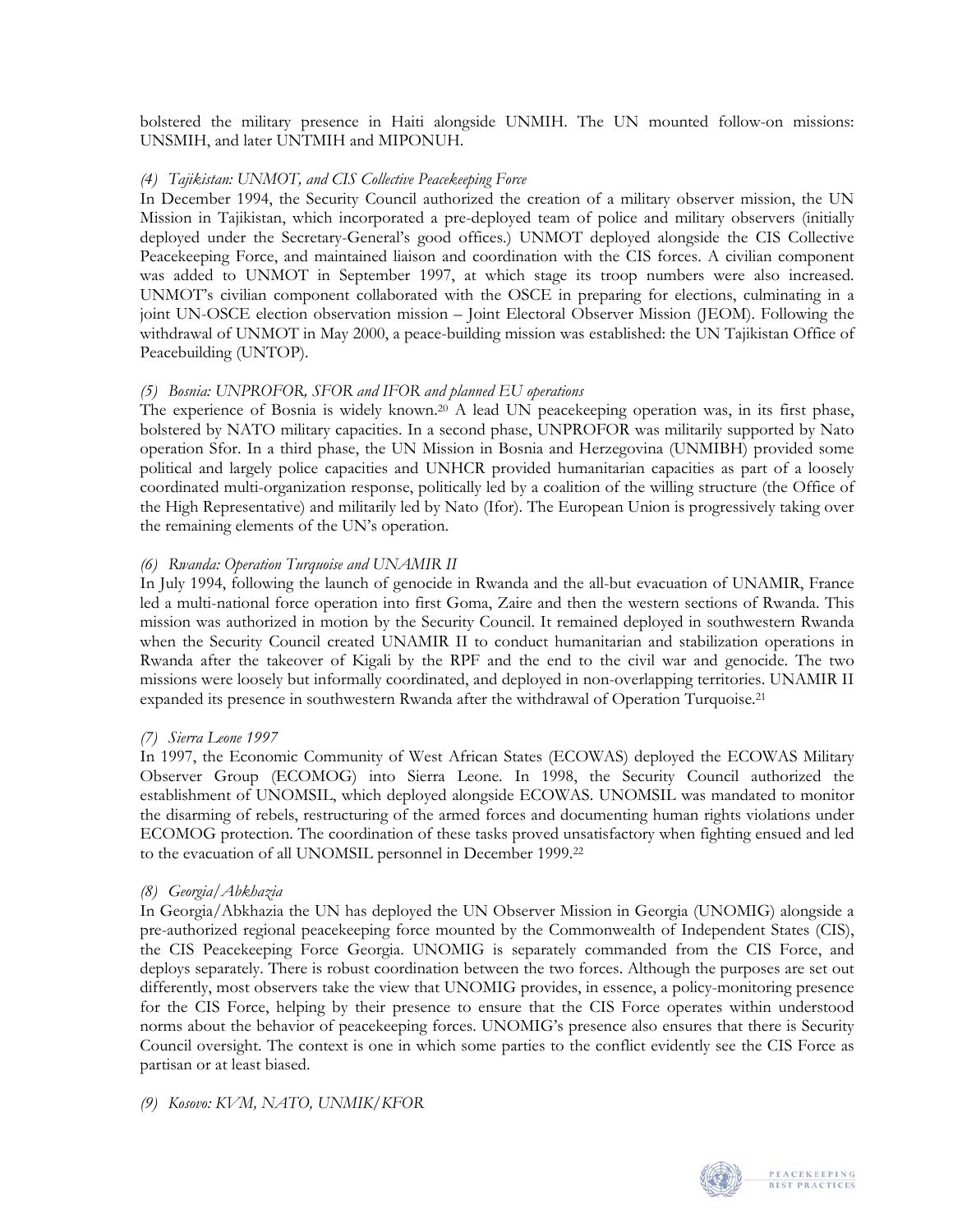bolstered the military presence in Haiti alongside UNMIH. The UN mounted follow-on missions: UNSMIH, and later UNTMIH and MIPONUH.

*(4) Tajikistan: UNMOT, and CIS Collective Peacekeeping Force*

In December 1994, the Security Council authorized the creation of a military observer mission, the UN Mission in Tajikistan, which incorporated a pre-deployed team of police and military observers (initially deployed under the Secretary-General's good offices.) UNMOT deployed alongside the CIS Collective Peacekeeping Force, and maintained liaison and coordination with the CIS forces. A civilian component was added to UNMOT in September 1997, at which stage its troop numbers were also increased. UNMOT's civilian component collaborated with the OSCE in preparing for elections, culminating in a joint UN-OSCE election observation mission – Joint Electoral Observer Mission (JEOM). Following the withdrawal of UNMOT in May 2000, a peace-building mission was established: the UN Tajikistan Office of Peacebuilding (UNTOP).

*(5) Bosnia: UNPROFOR, SFOR and IFOR and planned EU operations*

The experience of Bosnia is widely known.[20] A lead UN peacekeeping operation was, in its first phase, bolstered by NATO military capacities. In a second phase, UNPROFOR was militarily supported by Nato operation Sfor. In a third phase, the UN Mission in Bosnia and Herzegovina (UNMIBH) provided some political and largely police capacities and UNHCR provided humanitarian capacities as part of a loosely coordinated multi-organization response, politically led by a coalition of the willing structure (the Office of the High Representative) and militarily led by Nato (Ifor). The European Union is progressively taking over the remaining elements of the UN's operation.

*(6) Rwanda: Operation Turquoise and UNAMIR II*

In July 1994, following the launch of genocide in Rwanda and the all-but evacuation of UNAMIR, France led a multi-national force operation into first Goma, Zaire and then the western sections of Rwanda. This mission was authorized in motion by the Security Council. It remained deployed in southwestern Rwanda when the Security Council created UNAMIR II to conduct humanitarian and stabilization operations in Rwanda after the takeover of Kigali by the RPF and the end to the civil war and genocide. The two missions were loosely but informally coordinated, and deployed in non-overlapping territories. UNAMIR II expanded its presence in southwestern Rwanda after the withdrawal of Operation Turquoise.[21]

*(7) Sierra Leone 1997*

In 1997, the Economic Community of West African States (ECOWAS) deployed the ECOWAS Military Observer Group (ECOMOG) into Sierra Leone. In 1998, the Security Council authorized the establishment of UNOMSIL, which deployed alongside ECOWAS. UNOMSIL was mandated to monitor the disarming of rebels, restructuring of the armed forces and documenting human rights violations under ECOMOG protection. The coordination of these tasks proved unsatisfactory when fighting ensued and led to the evacuation of all UNOMSIL personnel in December 1999.[22]

*(8) Georgia/Abkhazia*

In Georgia/Abkhazia the UN has deployed the UN Observer Mission in Georgia (UNOMIG) alongside a pre-authorized regional peacekeeping force mounted by the Commonwealth of Independent States (CIS), the CIS Peacekeeping Force Georgia. UNOMIG is separately commanded from the CIS Force, and deploys separately. There is robust coordination between the two forces. Although the purposes are set out differently, most observers take the view that UNOMIG provides, in essence, a policy-monitoring presence for the CIS Force, helping by their presence to ensure that the CIS Force operates within understood norms about the behavior of peacekeeping forces. UNOMIG's presence also ensures that there is Security Council oversight. The context is one in which some parties to the conflict evidently see the CIS Force as partisan or at least biased.

*(9) Kosovo: KVM, NATO, UNMIK/KFOR*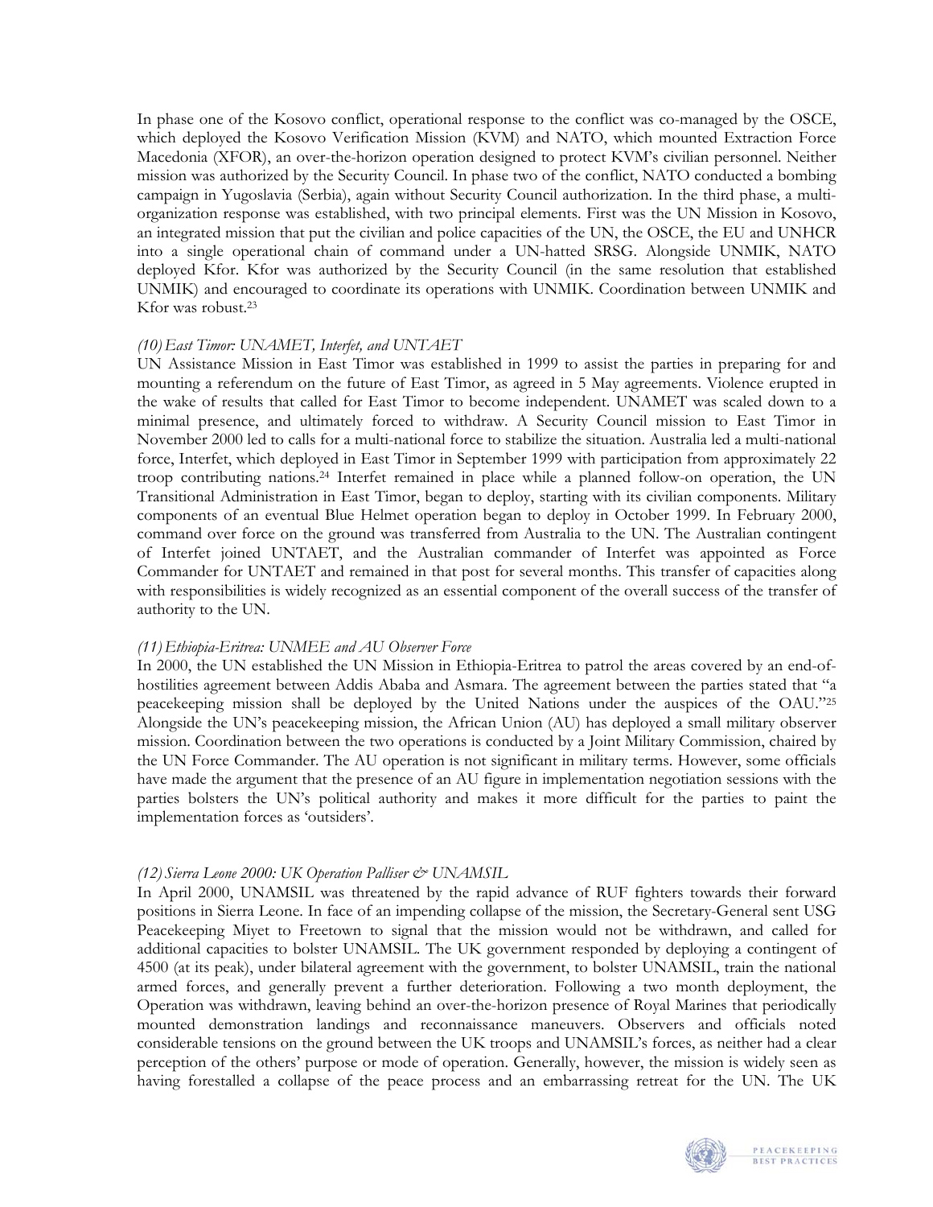In phase one of the Kosovo conflict, operational response to the conflict was co-managed by the OSCE, which deployed the Kosovo Verification Mission (KVM) and NATO, which mounted Extraction Force Macedonia (XFOR), an over-the-horizon operation designed to protect KVM's civilian personnel. Neither mission was authorized by the Security Council. In phase two of the conflict, NATO conducted a bombing campaign in Yugoslavia (Serbia), again without Security Council authorization. In the third phase, a multi-organization response was established, with two principal elements. First was the UN Mission in Kosovo, an integrated mission that put the civilian and police capacities of the UN, the OSCE, the EU and UNHCR into a single operational chain of command under a UN-hatted SRSG. Alongside UNMIK, NATO deployed Kfor. Kfor was authorized by the Security Council (in the same resolution that established UNMIK) and encouraged to coordinate its operations with UNMIK. Coordination between UNMIK and Kfor was robust.[23]

*(10) East Timor: UNAMET, Interfet, and UNTAET*

UN Assistance Mission in East Timor was established in 1999 to assist the parties in preparing for and mounting a referendum on the future of East Timor, as agreed in 5 May agreements. Violence erupted in the wake of results that called for East Timor to become independent. UNAMET was scaled down to a minimal presence, and ultimately forced to withdraw. A Security Council mission to East Timor in November 2000 led to calls for a multi-national force to stabilize the situation. Australia led a multi-national force, Interfet, which deployed in East Timor in September 1999 with participation from approximately 22 troop contributing nations.[24] Interfet remained in place while a planned follow-on operation, the UN Transitional Administration in East Timor, began to deploy, starting with its civilian components. Military components of an eventual Blue Helmet operation began to deploy in October 1999. In February 2000, command over force on the ground was transferred from Australia to the UN. The Australian contingent of Interfet joined UNTAET, and the Australian commander of Interfet was appointed as Force Commander for UNTAET and remained in that post for several months. This transfer of capacities along with responsibilities is widely recognized as an essential component of the overall success of the transfer of authority to the UN.

*(11) Ethiopia-Eritrea: UNMEE and AU Observer Force*

In 2000, the UN established the UN Mission in Ethiopia-Eritrea to patrol the areas covered by an end-of-hostilities agreement between Addis Ababa and Asmara. The agreement between the parties stated that "a peacekeeping mission shall be deployed by the United Nations under the auspices of the OAU."[25] Alongside the UN's peacekeeping mission, the African Union (AU) has deployed a small military observer mission. Coordination between the two operations is conducted by a Joint Military Commission, chaired by the UN Force Commander. The AU operation is not significant in military terms. However, some officials have made the argument that the presence of an AU figure in implementation negotiation sessions with the parties bolsters the UN's political authority and makes it more difficult for the parties to paint the implementation forces as 'outsiders'.

*(12) Sierra Leone 2000: UK Operation Palliser & UNAMSIL*

In April 2000, UNAMSIL was threatened by the rapid advance of RUF fighters towards their forward positions in Sierra Leone. In face of an impending collapse of the mission, the Secretary-General sent USG Peacekeeping Miyet to Freetown to signal that the mission would not be withdrawn, and called for additional capacities to bolster UNAMSIL. The UK government responded by deploying a contingent of 4500 (at its peak), under bilateral agreement with the government, to bolster UNAMSIL, train the national armed forces, and generally prevent a further deterioration. Following a two month deployment, the Operation was withdrawn, leaving behind an over-the-horizon presence of Royal Marines that periodically mounted demonstration landings and reconnaissance maneuvers. Observers and officials noted considerable tensions on the ground between the UK troops and UNAMSIL's forces, as neither had a clear perception of the others' purpose or mode of operation. Generally, however, the mission is widely seen as having forestalled a collapse of the peace process and an embarrassing retreat for the UN. The UK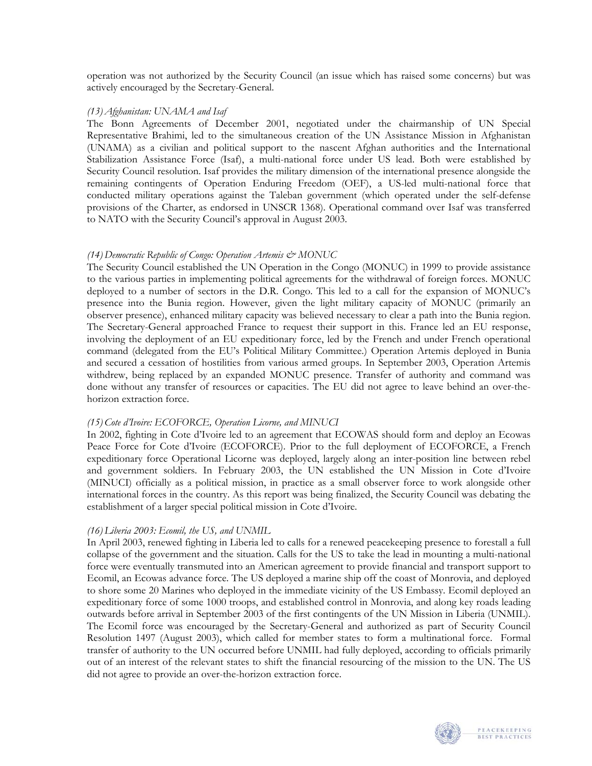operation was not authorized by the Security Council (an issue which has raised some concerns) but was actively encouraged by the Secretary-General.

*(13) Afghanistan: UNAMA and Isaf*

The Bonn Agreements of December 2001, negotiated under the chairmanship of UN Special Representative Brahimi, led to the simultaneous creation of the UN Assistance Mission in Afghanistan (UNAMA) as a civilian and political support to the nascent Afghan authorities and the International Stabilization Assistance Force (Isaf), a multi-national force under US lead. Both were established by Security Council resolution. Isaf provides the military dimension of the international presence alongside the remaining contingents of Operation Enduring Freedom (OEF), a US-led multi-national force that conducted military operations against the Taleban government (which operated under the self-defense provisions of the Charter, as endorsed in UNSCR 1368). Operational command over Isaf was transferred to NATO with the Security Council's approval in August 2003.

*(14) Democratic Republic of Congo: Operation Artemis & MONUC*

The Security Council established the UN Operation in the Congo (MONUC) in 1999 to provide assistance to the various parties in implementing political agreements for the withdrawal of foreign forces. MONUC deployed to a number of sectors in the D.R. Congo. This led to a call for the expansion of MONUC's presence into the Bunia region. However, given the light military capacity of MONUC (primarily an observer presence), enhanced military capacity was believed necessary to clear a path into the Bunia region. The Secretary-General approached France to request their support in this. France led an EU response, involving the deployment of an EU expeditionary force, led by the French and under French operational command (delegated from the EU's Political Military Committee.) Operation Artemis deployed in Bunia and secured a cessation of hostilities from various armed groups. In September 2003, Operation Artemis withdrew, being replaced by an expanded MONUC presence. Transfer of authority and command was done without any transfer of resources or capacities. The EU did not agree to leave behind an over-the-horizon extraction force.

*(15) Cote d'Ivoire: ECOFORCE, Operation Licorne, and MINUCI*

In 2002, fighting in Cote d'Ivoire led to an agreement that ECOWAS should form and deploy an Ecowas Peace Force for Cote d'Ivoire (ECOFORCE). Prior to the full deployment of ECOFORCE, a French expeditionary force Operational Licorne was deployed, largely along an inter-position line between rebel and government soldiers. In February 2003, the UN established the UN Mission in Cote d'Ivoire (MINUCI) officially as a political mission, in practice as a small observer force to work alongside other international forces in the country. As this report was being finalized, the Security Council was debating the establishment of a larger special political mission in Cote d'Ivoire.

*(16) Liberia 2003: Ecomil, the US, and UNMIL*

In April 2003, renewed fighting in Liberia led to calls for a renewed peacekeeping presence to forestall a full collapse of the government and the situation. Calls for the US to take the lead in mounting a multi-national force were eventually transmuted into an American agreement to provide financial and transport support to Ecomil, an Ecowas advance force. The US deployed a marine ship off the coast of Monrovia, and deployed to shore some 20 Marines who deployed in the immediate vicinity of the US Embassy. Ecomil deployed an expeditionary force of some 1000 troops, and established control in Monrovia, and along key roads leading outwards before arrival in September 2003 of the first contingents of the UN Mission in Liberia (UNMIL). The Ecomil force was encouraged by the Secretary-General and authorized as part of Security Council Resolution 1497 (August 2003), which called for member states to form a multinational force. Formal transfer of authority to the UN occurred before UNMIL had fully deployed, according to officials primarily out of an interest of the relevant states to shift the financial resourcing of the mission to the UN. The US did not agree to provide an over-the-horizon extraction force.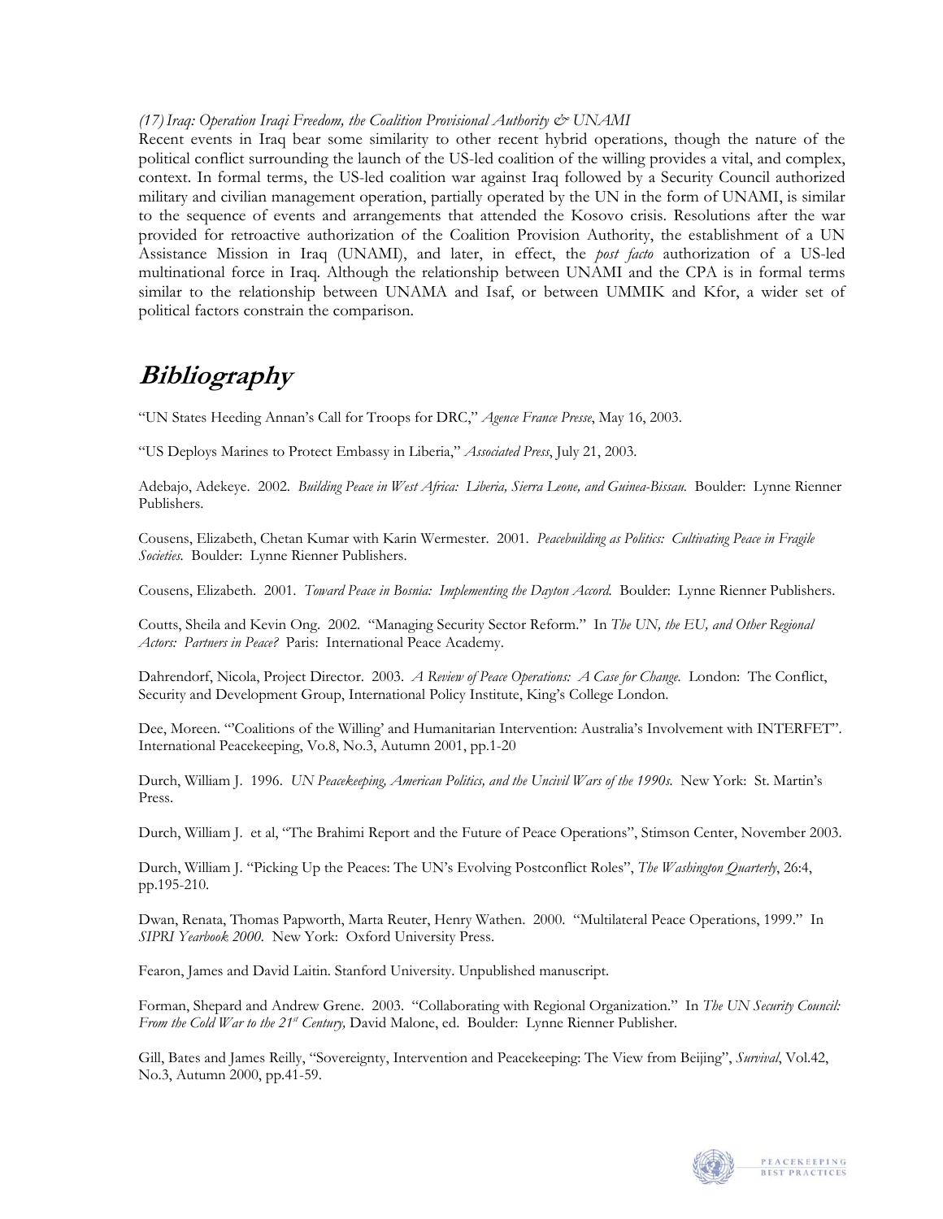*(17) Iraq: Operation Iraqi Freedom, the Coalition Provisional Authority & UNAMI*

Recent events in Iraq bear some similarity to other recent hybrid operations, though the nature of the political conflict surrounding the launch of the US-led coalition of the willing provides a vital, and complex, context. In formal terms, the US-led coalition war against Iraq followed by a Security Council authorized military and civilian management operation, partially operated by the UN in the form of UNAMI, is similar to the sequence of events and arrangements that attended the Kosovo crisis. Resolutions after the war provided for retroactive authorization of the Coalition Provision Authority, the establishment of a UN Assistance Mission in Iraq (UNAMI), and later, in effect, the *post facto* authorization of a US-led multinational force in Iraq. Although the relationship between UNAMI and the CPA is in formal terms similar to the relationship between UNAMA and Isaf, or between UMMIK and Kfor, a wider set of political factors constrain the comparison.

# Bibliography

"UN States Heeding Annan's Call for Troops for DRC," *Agence France Presse*, May 16, 2003.

"US Deploys Marines to Protect Embassy in Liberia," *Associated Press*, July 21, 2003.

Adebajo, Adekeye. 2002. *Building Peace in West Africa: Liberia, Sierra Leone, and Guinea-Bissau.* Boulder: Lynne Rienner Publishers.

Cousens, Elizabeth, Chetan Kumar with Karin Wermester. 2001. *Peacebuilding as Politics: Cultivating Peace in Fragile Societies.* Boulder: Lynne Rienner Publishers.

Cousens, Elizabeth. 2001. *Toward Peace in Bosnia: Implementing the Dayton Accord.* Boulder: Lynne Rienner Publishers.

Coutts, Sheila and Kevin Ong. 2002. "Managing Security Sector Reform." In *The UN, the EU, and Other Regional Actors: Partners in Peace?* Paris: International Peace Academy.

Dahrendorf, Nicola, Project Director. 2003. *A Review of Peace Operations: A Case for Change.* London: The Conflict, Security and Development Group, International Policy Institute, King's College London.

Dee, Moreen. "'Coalitions of the Willing' and Humanitarian Intervention: Australia's Involvement with INTERFET". International Peacekeeping, Vo.8, No.3, Autumn 2001, pp.1-20

Durch, William J. 1996. *UN Peacekeeping, American Politics, and the Uncivil Wars of the 1990s.* New York: St. Martin's Press.

Durch, William J. et al, "The Brahimi Report and the Future of Peace Operations", Stimson Center, November 2003.

Durch, William J. "Picking Up the Peaces: The UN's Evolving Postconflict Roles", *The Washington Quarterly*, 26:4, pp.195-210.

Dwan, Renata, Thomas Papworth, Marta Reuter, Henry Wathen. 2000. "Multilateral Peace Operations, 1999." In *SIPRI Yearbook 2000.* New York: Oxford University Press.

Fearon, James and David Laitin. Stanford University. Unpublished manuscript.

Forman, Shepard and Andrew Grene. 2003. "Collaborating with Regional Organization." In *The UN Security Council: From the Cold War to the 21st Century,* David Malone, ed. Boulder: Lynne Rienner Publisher.

Gill, Bates and James Reilly, "Sovereignty, Intervention and Peacekeeping: The View from Beijing", *Survival*, Vol.42, No.3, Autumn 2000, pp.41-59.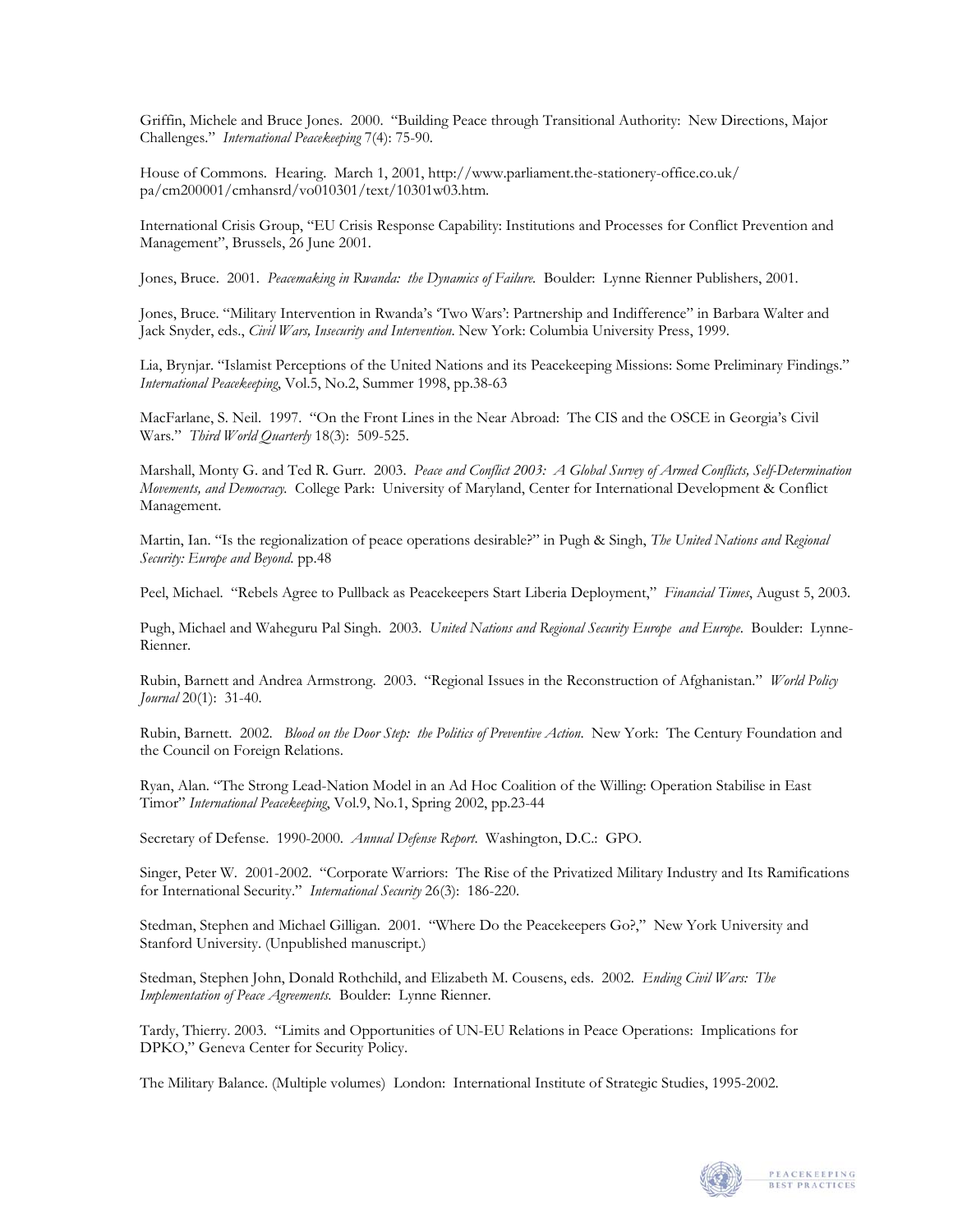Griffin, Michele and Bruce Jones. 2000. "Building Peace through Transitional Authority: New Directions, Major Challenges." *International Peacekeeping* 7(4): 75-90.

House of Commons. Hearing. March 1, 2001, http://www.parliament.the-stationery-office.co.uk/pa/cm200001/cmhansrd/vo010301/text/10301w03.htm.

International Crisis Group, "EU Crisis Response Capability: Institutions and Processes for Conflict Prevention and Management", Brussels, 26 June 2001.

Jones, Bruce. 2001. *Peacemaking in Rwanda: the Dynamics of Failure.* Boulder: Lynne Rienner Publishers, 2001.

Jones, Bruce. "Military Intervention in Rwanda's 'Two Wars': Partnership and Indifference" in Barbara Walter and Jack Snyder, eds., *Civil Wars, Insecurity and Intervention.* New York: Columbia University Press, 1999.

Lia, Brynjar. "Islamist Perceptions of the United Nations and its Peacekeeping Missions: Some Preliminary Findings." *International Peacekeeping*, Vol.5, No.2, Summer 1998, pp.38-63

MacFarlane, S. Neil. 1997. "On the Front Lines in the Near Abroad: The CIS and the OSCE in Georgia's Civil Wars." *Third World Quarterly* 18(3): 509-525.

Marshall, Monty G. and Ted R. Gurr. 2003. *Peace and Conflict 2003: A Global Survey of Armed Conflicts, Self-Determination Movements, and Democracy.* College Park: University of Maryland, Center for International Development & Conflict Management.

Martin, Ian. "Is the regionalization of peace operations desirable?" in Pugh & Singh, *The United Nations and Regional Security: Europe and Beyond.* pp.48

Peel, Michael. "Rebels Agree to Pullback as Peacekeepers Start Liberia Deployment," *Financial Times*, August 5, 2003.

Pugh, Michael and Waheguru Pal Singh. 2003. *United Nations and Regional Security Europe and Europe.* Boulder: Lynne-Rienner.

Rubin, Barnett and Andrea Armstrong. 2003. "Regional Issues in the Reconstruction of Afghanistan." *World Policy Journal* 20(1): 31-40.

Rubin, Barnett. 2002. *Blood on the Door Step: the Politics of Preventive Action.* New York: The Century Foundation and the Council on Foreign Relations.

Ryan, Alan. "The Strong Lead-Nation Model in an Ad Hoc Coalition of the Willing: Operation Stabilise in East Timor" *International Peacekeeping*, Vol.9, No.1, Spring 2002, pp.23-44

Secretary of Defense. 1990-2000. *Annual Defense Report.* Washington, D.C.: GPO.

Singer, Peter W. 2001-2002. "Corporate Warriors: The Rise of the Privatized Military Industry and Its Ramifications for International Security." *International Security* 26(3): 186-220.

Stedman, Stephen and Michael Gilligan. 2001. "Where Do the Peacekeepers Go?," New York University and Stanford University. (Unpublished manuscript.)

Stedman, Stephen John, Donald Rothchild, and Elizabeth M. Cousens, eds. 2002. *Ending Civil Wars: The Implementation of Peace Agreements.* Boulder: Lynne Rienner.

Tardy, Thierry. 2003. "Limits and Opportunities of UN-EU Relations in Peace Operations: Implications for DPKO," Geneva Center for Security Policy.

The Military Balance. (Multiple volumes) London: International Institute of Strategic Studies, 1995-2002.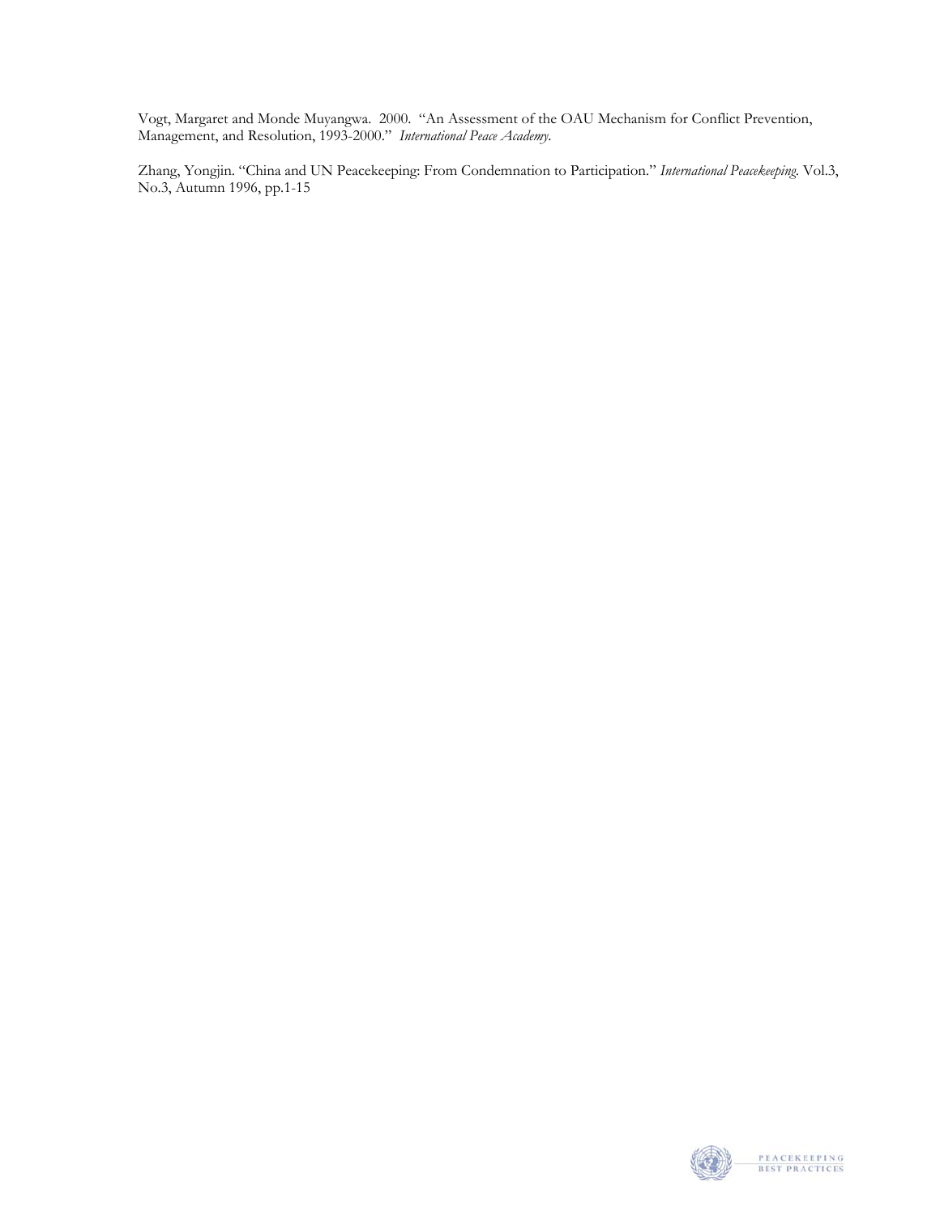Vogt, Margaret and Monde Muyangwa. 2000. "An Assessment of the OAU Mechanism for Conflict Prevention, Management, and Resolution, 1993-2000." *International Peace Academy*.

Zhang, Yongjin. "China and UN Peacekeeping: From Condemnation to Participation." *International Peacekeeping*. Vol.3, No.3, Autumn 1996, pp.1-15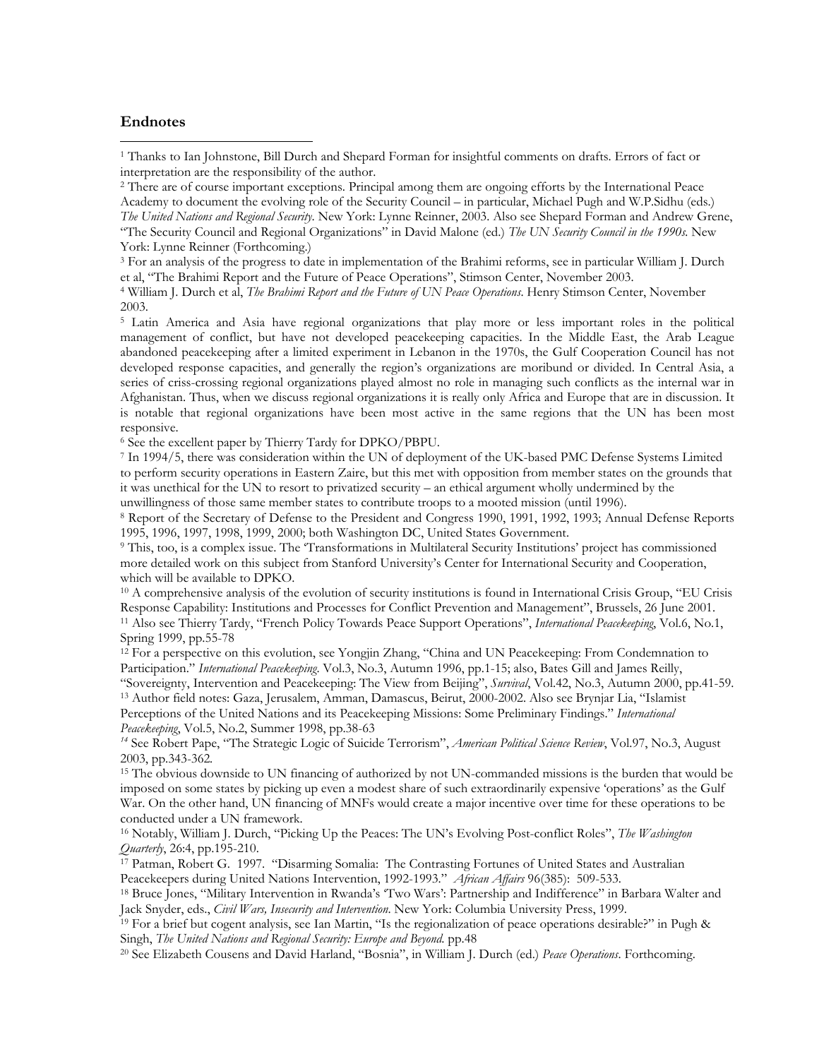## Endnotes

[1] Thanks to Ian Johnstone, Bill Durch and Shepard Forman for insightful comments on drafts. Errors of fact or interpretation are the responsibility of the author.

[2] There are of course important exceptions. Principal among them are ongoing efforts by the International Peace Academy to document the evolving role of the Security Council – in particular, Michael Pugh and W.P.Sidhu (eds.) *The United Nations and Regional Security*. New York: Lynne Reinner, 2003. Also see Shepard Forman and Andrew Grene, "The Security Council and Regional Organizations" in David Malone (ed.) *The UN Security Council in the 1990s*. New York: Lynne Reinner (Forthcoming.)

[3] For an analysis of the progress to date in implementation of the Brahimi reforms, see in particular William J. Durch et al, "The Brahimi Report and the Future of Peace Operations", Stimson Center, November 2003.

[4] William J. Durch et al, *The Brahimi Report and the Future of UN Peace Operations*. Henry Stimson Center, November 2003.

[5] Latin America and Asia have regional organizations that play more or less important roles in the political management of conflict, but have not developed peacekeeping capacities. In the Middle East, the Arab League abandoned peacekeeping after a limited experiment in Lebanon in the 1970s, the Gulf Cooperation Council has not developed response capacities, and generally the region's organizations are moribund or divided. In Central Asia, a series of criss-crossing regional organizations played almost no role in managing such conflicts as the internal war in Afghanistan. Thus, when we discuss regional organizations it is really only Africa and Europe that are in discussion. It is notable that regional organizations have been most active in the same regions that the UN has been most responsive.

[6] See the excellent paper by Thierry Tardy for DPKO/PBPU.

[7] In 1994/5, there was consideration within the UN of deployment of the UK-based PMC Defense Systems Limited to perform security operations in Eastern Zaire, but this met with opposition from member states on the grounds that it was unethical for the UN to resort to privatized security – an ethical argument wholly undermined by the unwillingness of those same member states to contribute troops to a mooted mission (until 1996).

[8] Report of the Secretary of Defense to the President and Congress 1990, 1991, 1992, 1993; Annual Defense Reports 1995, 1996, 1997, 1998, 1999, 2000; both Washington DC, United States Government.

[9] This, too, is a complex issue. The 'Transformations in Multilateral Security Institutions' project has commissioned more detailed work on this subject from Stanford University's Center for International Security and Cooperation, which will be available to DPKO.

[10] A comprehensive analysis of the evolution of security institutions is found in International Crisis Group, "EU Crisis Response Capability: Institutions and Processes for Conflict Prevention and Management", Brussels, 26 June 2001.

[11] Also see Thierry Tardy, "French Policy Towards Peace Support Operations", *International Peacekeeping*, Vol.6, No.1, Spring 1999, pp.55-78

[12] For a perspective on this evolution, see Yongjin Zhang, "China and UN Peacekeeping: From Condemnation to Participation." *International Peacekeeping*. Vol.3, No.3, Autumn 1996, pp.1-15; also, Bates Gill and James Reilly, "Sovereignty, Intervention and Peacekeeping: The View from Beijing", *Survival*, Vol.42, No.3, Autumn 2000, pp.41-59.

[13] Author field notes: Gaza, Jerusalem, Amman, Damascus, Beirut, 2000-2002. Also see Brynjar Lia, "Islamist Perceptions of the United Nations and its Peacekeeping Missions: Some Preliminary Findings." *International Peacekeeping*, Vol.5, No.2, Summer 1998, pp.38-63

[14] See Robert Pape, "The Strategic Logic of Suicide Terrorism", *American Political Science Review*, Vol.97, No.3, August 2003, pp.343-362.

[15] The obvious downside to UN financing of authorized by not UN-commanded missions is the burden that would be imposed on some states by picking up even a modest share of such extraordinarily expensive 'operations' as the Gulf War. On the other hand, UN financing of MNFs would create a major incentive over time for these operations to be conducted under a UN framework.

[16] Notably, William J. Durch, "Picking Up the Peaces: The UN's Evolving Post-conflict Roles", *The Washington Quarterly*, 26:4, pp.195-210.

[17] Patman, Robert G. 1997. "Disarming Somalia: The Contrasting Fortunes of United States and Australian Peacekeepers during United Nations Intervention, 1992-1993." *African Affairs* 96(385): 509-533.

[18] Bruce Jones, "Military Intervention in Rwanda's 'Two Wars': Partnership and Indifference" in Barbara Walter and Jack Snyder, eds., *Civil Wars, Insecurity and Intervention*. New York: Columbia University Press, 1999.

[19] For a brief but cogent analysis, see Ian Martin, "Is the regionalization of peace operations desirable?" in Pugh & Singh, *The United Nations and Regional Security: Europe and Beyond*. pp.48

[20] See Elizabeth Cousens and David Harland, "Bosnia", in William J. Durch (ed.) *Peace Operations*. Forthcoming.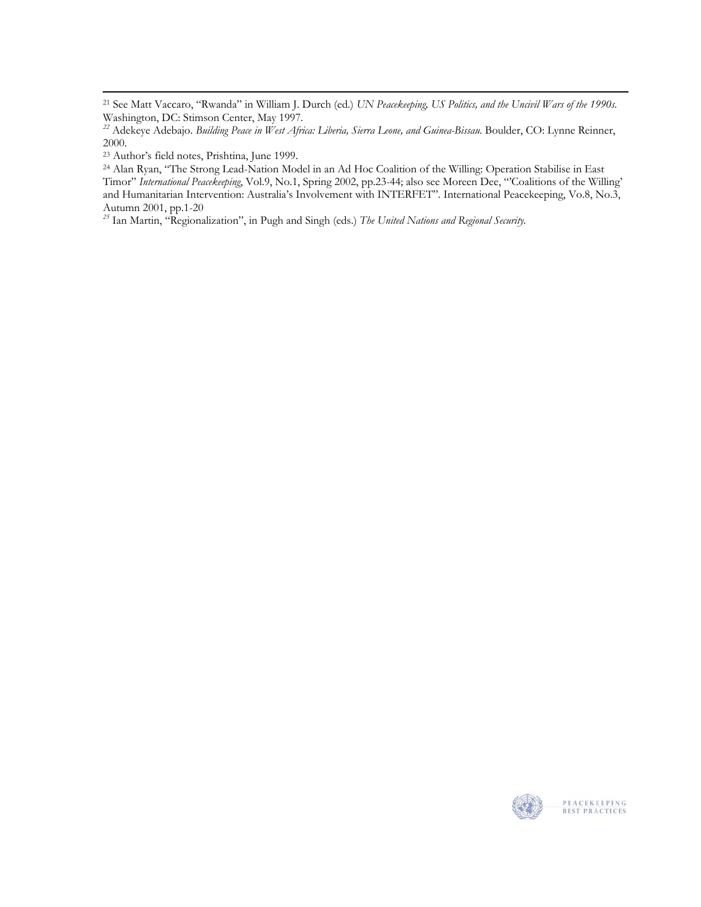[21] See Matt Vaccaro, "Rwanda" in William J. Durch (ed.) *UN Peacekeeping, US Politics, and the Uncivil Wars of the 1990s.* Washington, DC: Stimson Center, May 1997.

[22] Adekeye Adebajo. *Building Peace in West Africa: Liberia, Sierra Leone, and Guinea-Bissau.* Boulder, CO: Lynne Reinner, 2000.

[23] Author's field notes, Prishtina, June 1999.

[24] Alan Ryan, "The Strong Lead-Nation Model in an Ad Hoc Coalition of the Willing: Operation Stabilise in East Timor" *International Peacekeeping*, Vol.9, No.1, Spring 2002, pp.23-44; also see Moreen Dee, "'Coalitions of the Willing' and Humanitarian Intervention: Australia's Involvement with INTERFET". International Peacekeeping, Vo.8, No.3, Autumn 2001, pp.1-20

[25] Ian Martin, "Regionalization", in Pugh and Singh (eds.) *The United Nations and Regional Security.*